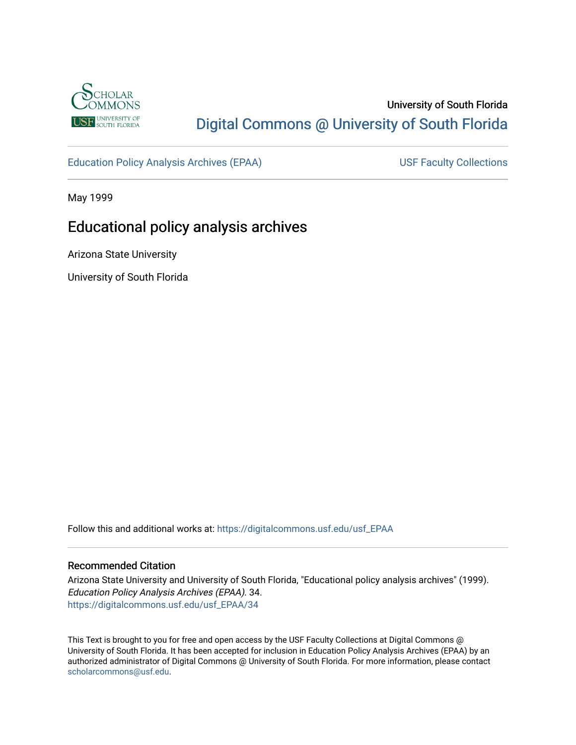University of South Florida

[Digital Commons @ University of South Florida](https://digitalcommons.usf.edu)

Education Policy Analysis Archives (EPAA) | USF Faculty Collections

May 1999

# Educational policy analysis archives

Arizona State University

University of South Florida

Follow this and additional works at: https://digitalcommons.usf.edu/usf_EPAA

## Recommended Citation

Arizona State University and University of South Florida, "Educational policy analysis archives" (1999). *Education Policy Analysis Archives (EPAA)*. 34.
https://digitalcommons.usf.edu/usf_EPAA/34

This Text is brought to you for free and open access by the USF Faculty Collections at Digital Commons @ University of South Florida. It has been accepted for inclusion in Education Policy Analysis Archives (EPAA) by an authorized administrator of Digital Commons @ University of South Florida. For more information, please contact scholarcommons@usf.edu.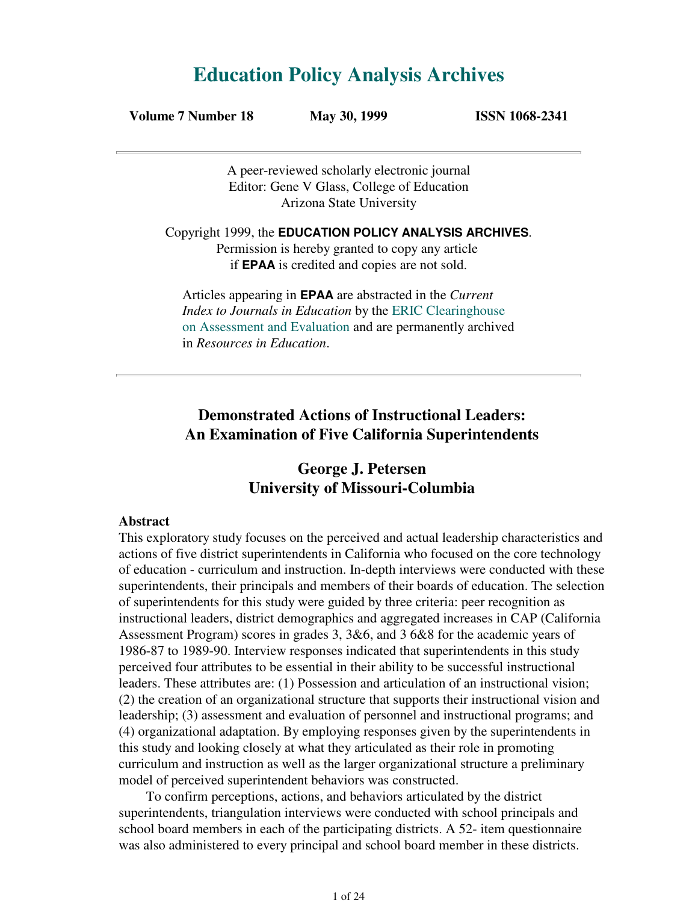# Education Policy Analysis Archives

**Volume 7 Number 18** **May 30, 1999** **ISSN 1068-2341**

---

A peer-reviewed scholarly electronic journal
Editor: Gene V Glass, College of Education
Arizona State University

Copyright 1999, the **EDUCATION POLICY ANALYSIS ARCHIVES**.
Permission is hereby granted to copy any article
if **EPAA** is credited and copies are not sold.

Articles appearing in **EPAA** are abstracted in the *Current Index to Journals in Education* by the ERIC Clearinghouse on Assessment and Evaluation and are permanently archived in *Resources in Education*.

---

## Demonstrated Actions of Instructional Leaders: An Examination of Five California Superintendents

### George J. Petersen
### University of Missouri-Columbia

**Abstract**

This exploratory study focuses on the perceived and actual leadership characteristics and actions of five district superintendents in California who focused on the core technology of education - curriculum and instruction. In-depth interviews were conducted with these superintendents, their principals and members of their boards of education. The selection of superintendents for this study were guided by three criteria: peer recognition as instructional leaders, district demographics and aggregated increases in CAP (California Assessment Program) scores in grades 3, 3&6, and 3 6&8 for the academic years of 1986-87 to 1989-90. Interview responses indicated that superintendents in this study perceived four attributes to be essential in their ability to be successful instructional leaders. These attributes are: (1) Possession and articulation of an instructional vision; (2) the creation of an organizational structure that supports their instructional vision and leadership; (3) assessment and evaluation of personnel and instructional programs; and (4) organizational adaptation. By employing responses given by the superintendents in this study and looking closely at what they articulated as their role in promoting curriculum and instruction as well as the larger organizational structure a preliminary model of perceived superintendent behaviors was constructed.

To confirm perceptions, actions, and behaviors articulated by the district superintendents, triangulation interviews were conducted with school principals and school board members in each of the participating districts. A 52- item questionnaire was also administered to every principal and school board member in these districts.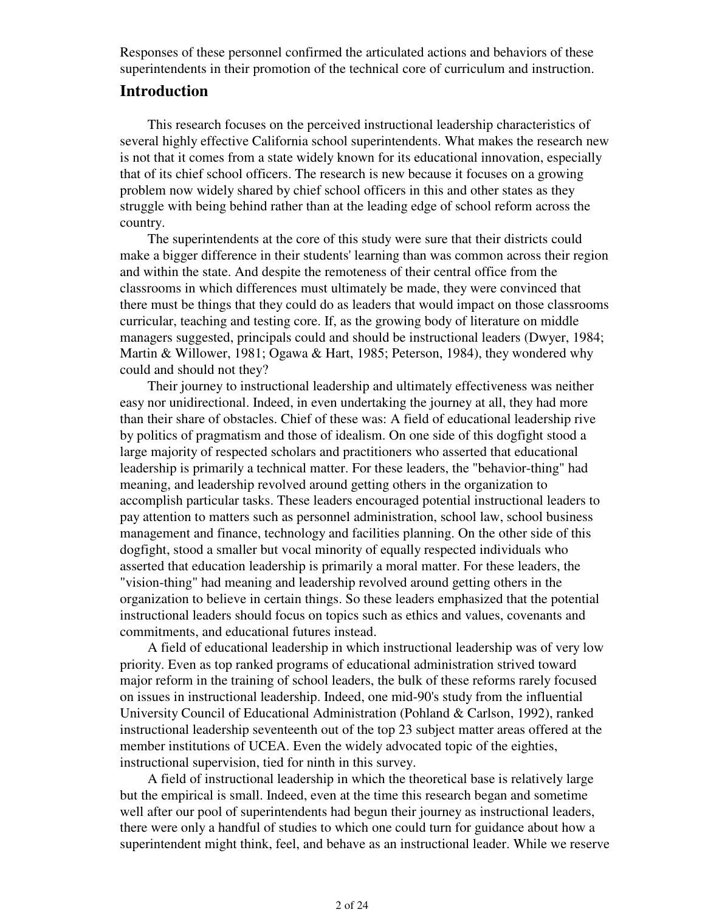Responses of these personnel confirmed the articulated actions and behaviors of these superintendents in their promotion of the technical core of curriculum and instruction.

## Introduction

This research focuses on the perceived instructional leadership characteristics of several highly effective California school superintendents. What makes the research new is not that it comes from a state widely known for its educational innovation, especially that of its chief school officers. The research is new because it focuses on a growing problem now widely shared by chief school officers in this and other states as they struggle with being behind rather than at the leading edge of school reform across the country.

The superintendents at the core of this study were sure that their districts could make a bigger difference in their students' learning than was common across their region and within the state. And despite the remoteness of their central office from the classrooms in which differences must ultimately be made, they were convinced that there must be things that they could do as leaders that would impact on those classrooms curricular, teaching and testing core. If, as the growing body of literature on middle managers suggested, principals could and should be instructional leaders (Dwyer, 1984; Martin & Willower, 1981; Ogawa & Hart, 1985; Peterson, 1984), they wondered why could and should not they?

Their journey to instructional leadership and ultimately effectiveness was neither easy nor unidirectional. Indeed, in even undertaking the journey at all, they had more than their share of obstacles. Chief of these was: A field of educational leadership rive by politics of pragmatism and those of idealism. On one side of this dogfight stood a large majority of respected scholars and practitioners who asserted that educational leadership is primarily a technical matter. For these leaders, the "behavior-thing" had meaning, and leadership revolved around getting others in the organization to accomplish particular tasks. These leaders encouraged potential instructional leaders to pay attention to matters such as personnel administration, school law, school business management and finance, technology and facilities planning. On the other side of this dogfight, stood a smaller but vocal minority of equally respected individuals who asserted that education leadership is primarily a moral matter. For these leaders, the "vision-thing" had meaning and leadership revolved around getting others in the organization to believe in certain things. So these leaders emphasized that the potential instructional leaders should focus on topics such as ethics and values, covenants and commitments, and educational futures instead.

A field of educational leadership in which instructional leadership was of very low priority. Even as top ranked programs of educational administration strived toward major reform in the training of school leaders, the bulk of these reforms rarely focused on issues in instructional leadership. Indeed, one mid-90's study from the influential University Council of Educational Administration (Pohland & Carlson, 1992), ranked instructional leadership seventeenth out of the top 23 subject matter areas offered at the member institutions of UCEA. Even the widely advocated topic of the eighties, instructional supervision, tied for ninth in this survey.

A field of instructional leadership in which the theoretical base is relatively large but the empirical is small. Indeed, even at the time this research began and sometime well after our pool of superintendents had begun their journey as instructional leaders, there were only a handful of studies to which one could turn for guidance about how a superintendent might think, feel, and behave as an instructional leader. While we reserve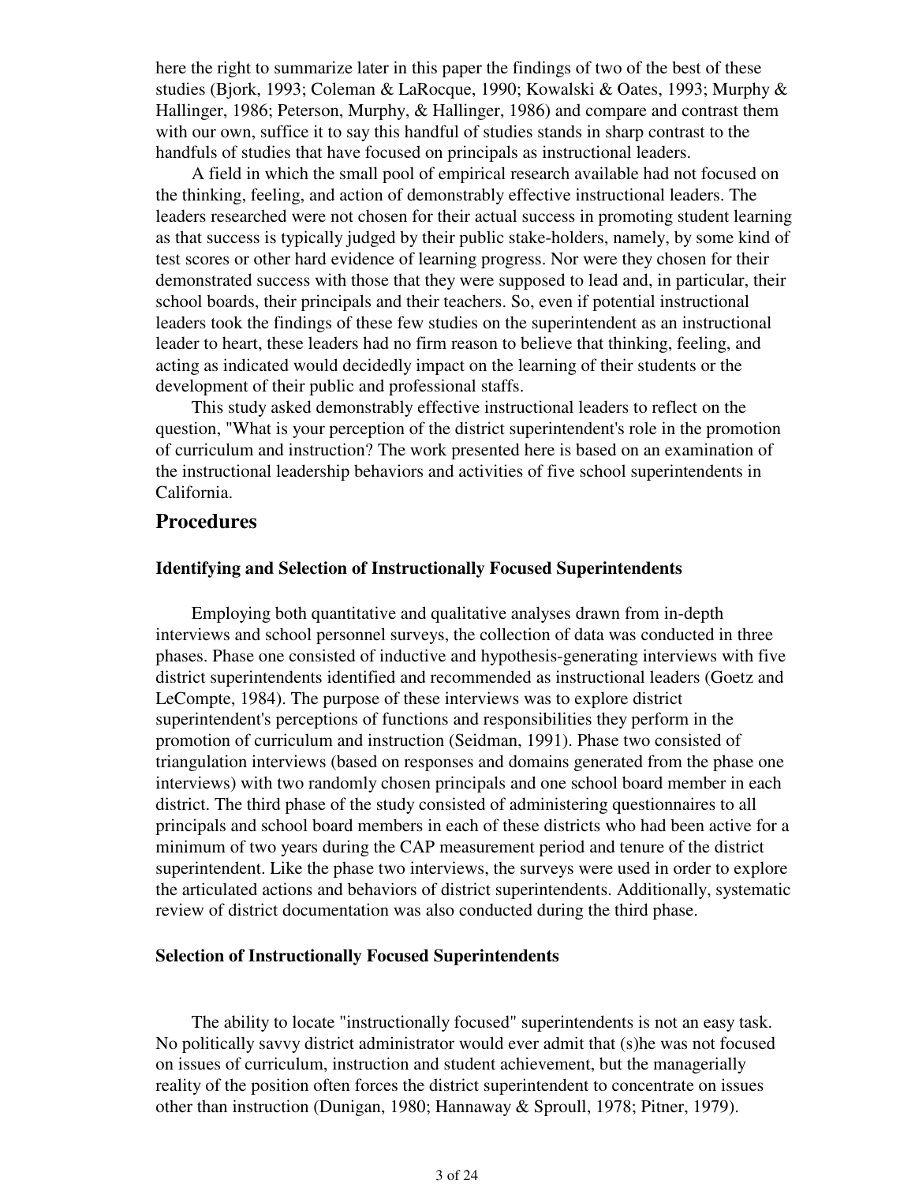here the right to summarize later in this paper the findings of two of the best of these studies (Bjork, 1993; Coleman & LaRocque, 1990; Kowalski & Oates, 1993; Murphy & Hallinger, 1986; Peterson, Murphy, & Hallinger, 1986) and compare and contrast them with our own, suffice it to say this handful of studies stands in sharp contrast to the handfuls of studies that have focused on principals as instructional leaders.

A field in which the small pool of empirical research available had not focused on the thinking, feeling, and action of demonstrably effective instructional leaders. The leaders researched were not chosen for their actual success in promoting student learning as that success is typically judged by their public stake-holders, namely, by some kind of test scores or other hard evidence of learning progress. Nor were they chosen for their demonstrated success with those that they were supposed to lead and, in particular, their school boards, their principals and their teachers. So, even if potential instructional leaders took the findings of these few studies on the superintendent as an instructional leader to heart, these leaders had no firm reason to believe that thinking, feeling, and acting as indicated would decidedly impact on the learning of their students or the development of their public and professional staffs.

This study asked demonstrably effective instructional leaders to reflect on the question, "What is your perception of the district superintendent's role in the promotion of curriculum and instruction? The work presented here is based on an examination of the instructional leadership behaviors and activities of five school superintendents in California.

## Procedures

### Identifying and Selection of Instructionally Focused Superintendents

Employing both quantitative and qualitative analyses drawn from in-depth interviews and school personnel surveys, the collection of data was conducted in three phases. Phase one consisted of inductive and hypothesis-generating interviews with five district superintendents identified and recommended as instructional leaders (Goetz and LeCompte, 1984). The purpose of these interviews was to explore district superintendent's perceptions of functions and responsibilities they perform in the promotion of curriculum and instruction (Seidman, 1991). Phase two consisted of triangulation interviews (based on responses and domains generated from the phase one interviews) with two randomly chosen principals and one school board member in each district. The third phase of the study consisted of administering questionnaires to all principals and school board members in each of these districts who had been active for a minimum of two years during the CAP measurement period and tenure of the district superintendent. Like the phase two interviews, the surveys were used in order to explore the articulated actions and behaviors of district superintendents. Additionally, systematic review of district documentation was also conducted during the third phase.

### Selection of Instructionally Focused Superintendents

The ability to locate "instructionally focused" superintendents is not an easy task. No politically savvy district administrator would ever admit that (s)he was not focused on issues of curriculum, instruction and student achievement, but the managerially reality of the position often forces the district superintendent to concentrate on issues other than instruction (Dunigan, 1980; Hannaway & Sproull, 1978; Pitner, 1979).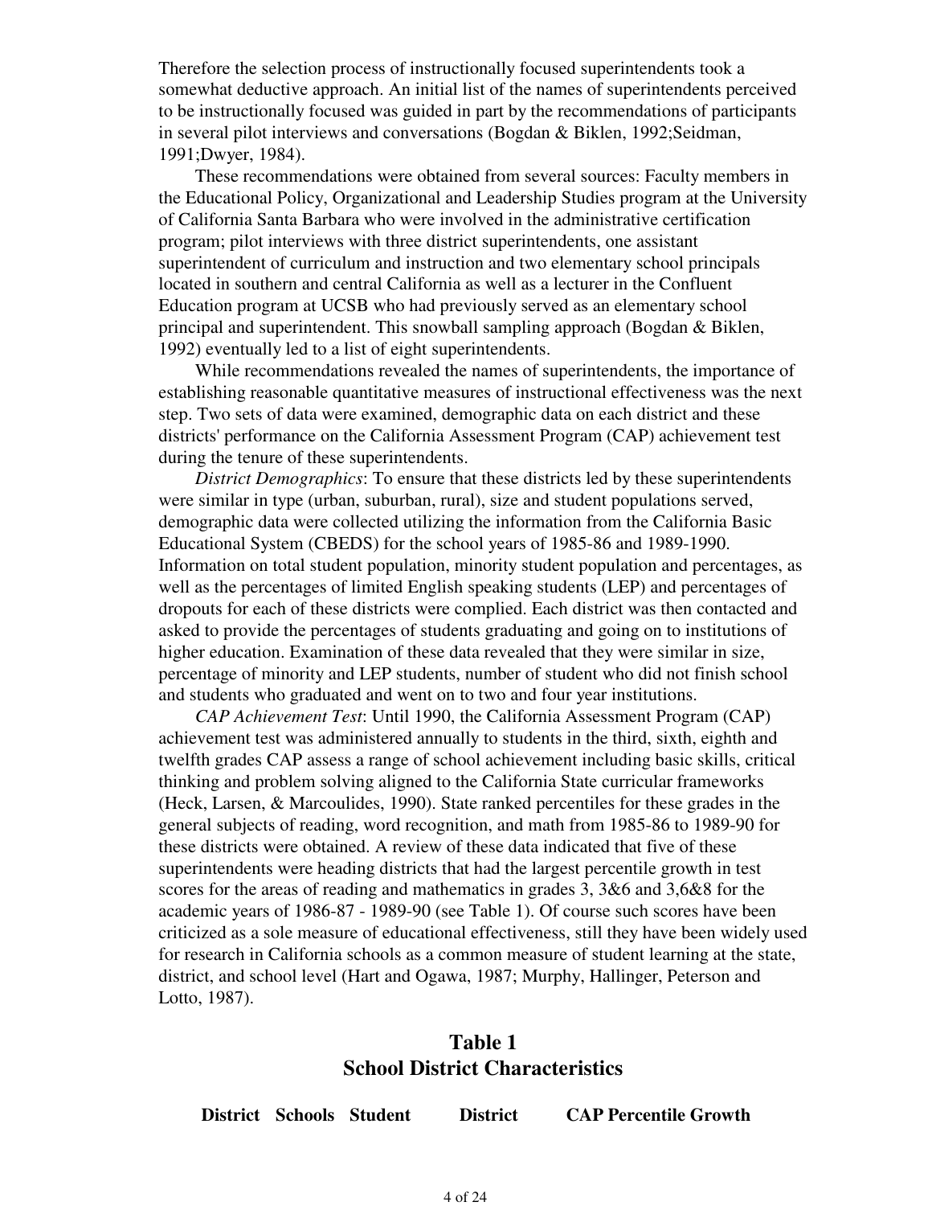Therefore the selection process of instructionally focused superintendents took a somewhat deductive approach. An initial list of the names of superintendents perceived to be instructionally focused was guided in part by the recommendations of participants in several pilot interviews and conversations (Bogdan & Biklen, 1992;Seidman, 1991;Dwyer, 1984).

These recommendations were obtained from several sources: Faculty members in the Educational Policy, Organizational and Leadership Studies program at the University of California Santa Barbara who were involved in the administrative certification program; pilot interviews with three district superintendents, one assistant superintendent of curriculum and instruction and two elementary school principals located in southern and central California as well as a lecturer in the Confluent Education program at UCSB who had previously served as an elementary school principal and superintendent. This snowball sampling approach (Bogdan & Biklen, 1992) eventually led to a list of eight superintendents.

While recommendations revealed the names of superintendents, the importance of establishing reasonable quantitative measures of instructional effectiveness was the next step. Two sets of data were examined, demographic data on each district and these districts' performance on the California Assessment Program (CAP) achievement test during the tenure of these superintendents.

*District Demographics*: To ensure that these districts led by these superintendents were similar in type (urban, suburban, rural), size and student populations served, demographic data were collected utilizing the information from the California Basic Educational System (CBEDS) for the school years of 1985-86 and 1989-1990. Information on total student population, minority student population and percentages, as well as the percentages of limited English speaking students (LEP) and percentages of dropouts for each of these districts were complied. Each district was then contacted and asked to provide the percentages of students graduating and going on to institutions of higher education. Examination of these data revealed that they were similar in size, percentage of minority and LEP students, number of student who did not finish school and students who graduated and went on to two and four year institutions.

*CAP Achievement Test*: Until 1990, the California Assessment Program (CAP) achievement test was administered annually to students in the third, sixth, eighth and twelfth grades CAP assess a range of school achievement including basic skills, critical thinking and problem solving aligned to the California State curricular frameworks (Heck, Larsen, & Marcoulides, 1990). State ranked percentiles for these grades in the general subjects of reading, word recognition, and math from 1985-86 to 1989-90 for these districts were obtained. A review of these data indicated that five of these superintendents were heading districts that had the largest percentile growth in test scores for the areas of reading and mathematics in grades 3, 3&6 and 3,6&8 for the academic years of 1986-87 - 1989-90 (see Table 1). Of course such scores have been criticized as a sole measure of educational effectiveness, still they have been widely used for research in California schools as a common measure of student learning at the state, district, and school level (Hart and Ogawa, 1987; Murphy, Hallinger, Peterson and Lotto, 1987).

## Table 1
## School District Characteristics

| District | Schools | Student | District | CAP Percentile Growth |
|---|---|---|---|---|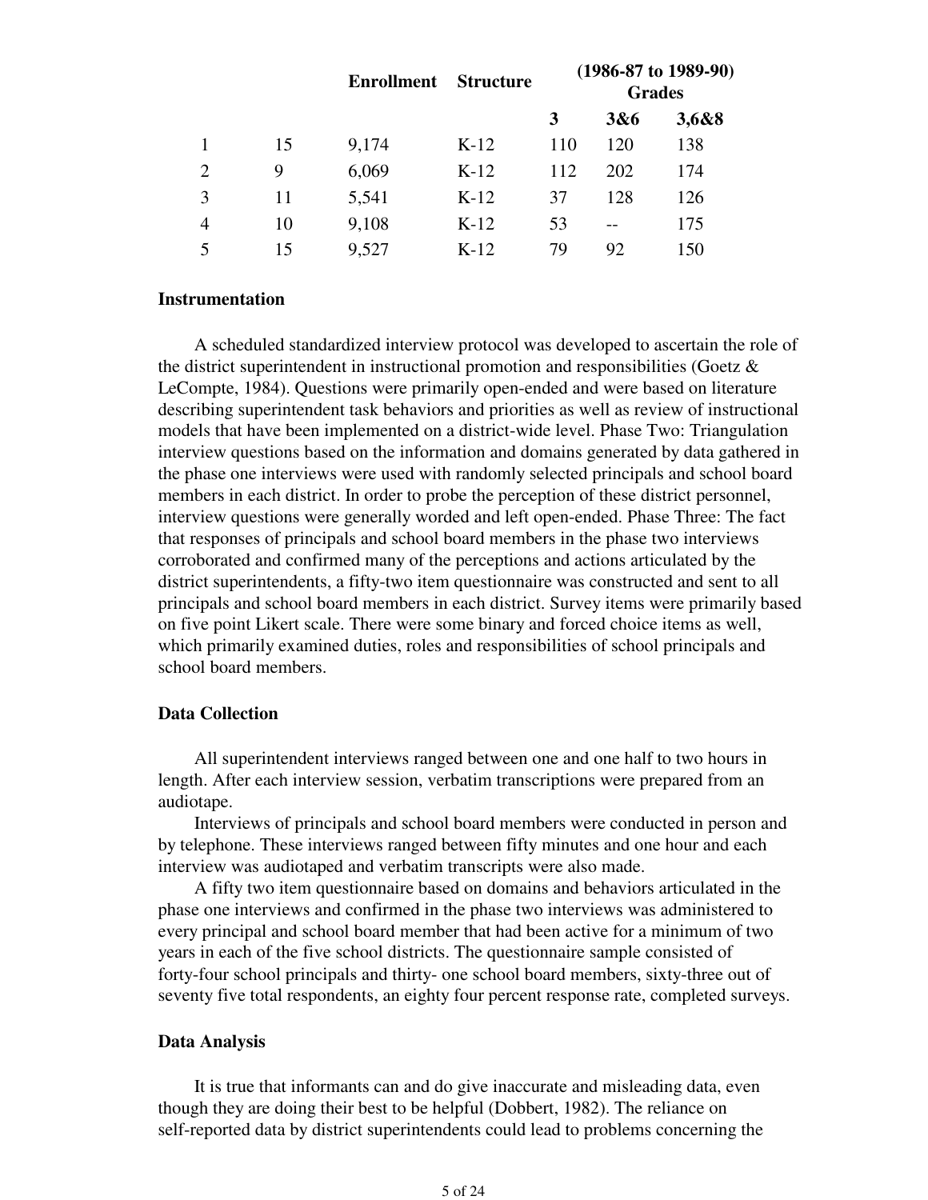| | | Enrollment | Structure | (1986-87 to 1989-90) Grades | | |
|---|---|---|---|---|---|---|
| | | | | 3 | 3&6 | 3,6&8 |
| 1 | 15 | 9,174 | K-12 | 110 | 120 | 138 |
| 2 | 9 | 6,069 | K-12 | 112 | 202 | 174 |
| 3 | 11 | 5,541 | K-12 | 37 | 128 | 126 |
| 4 | 10 | 9,108 | K-12 | 53 | -- | 175 |
| 5 | 15 | 9,527 | K-12 | 79 | 92 | 150 |

### Instrumentation

A scheduled standardized interview protocol was developed to ascertain the role of the district superintendent in instructional promotion and responsibilities (Goetz & LeCompte, 1984). Questions were primarily open-ended and were based on literature describing superintendent task behaviors and priorities as well as review of instructional models that have been implemented on a district-wide level. Phase Two: Triangulation interview questions based on the information and domains generated by data gathered in the phase one interviews were used with randomly selected principals and school board members in each district. In order to probe the perception of these district personnel, interview questions were generally worded and left open-ended. Phase Three: The fact that responses of principals and school board members in the phase two interviews corroborated and confirmed many of the perceptions and actions articulated by the district superintendents, a fifty-two item questionnaire was constructed and sent to all principals and school board members in each district. Survey items were primarily based on five point Likert scale. There were some binary and forced choice items as well, which primarily examined duties, roles and responsibilities of school principals and school board members.

### Data Collection

All superintendent interviews ranged between one and one half to two hours in length. After each interview session, verbatim transcriptions were prepared from an audiotape.

Interviews of principals and school board members were conducted in person and by telephone. These interviews ranged between fifty minutes and one hour and each interview was audiotaped and verbatim transcripts were also made.

A fifty two item questionnaire based on domains and behaviors articulated in the phase one interviews and confirmed in the phase two interviews was administered to every principal and school board member that had been active for a minimum of two years in each of the five school districts. The questionnaire sample consisted of forty-four school principals and thirty- one school board members, sixty-three out of seventy five total respondents, an eighty four percent response rate, completed surveys.

### Data Analysis

It is true that informants can and do give inaccurate and misleading data, even though they are doing their best to be helpful (Dobbert, 1982). The reliance on self-reported data by district superintendents could lead to problems concerning the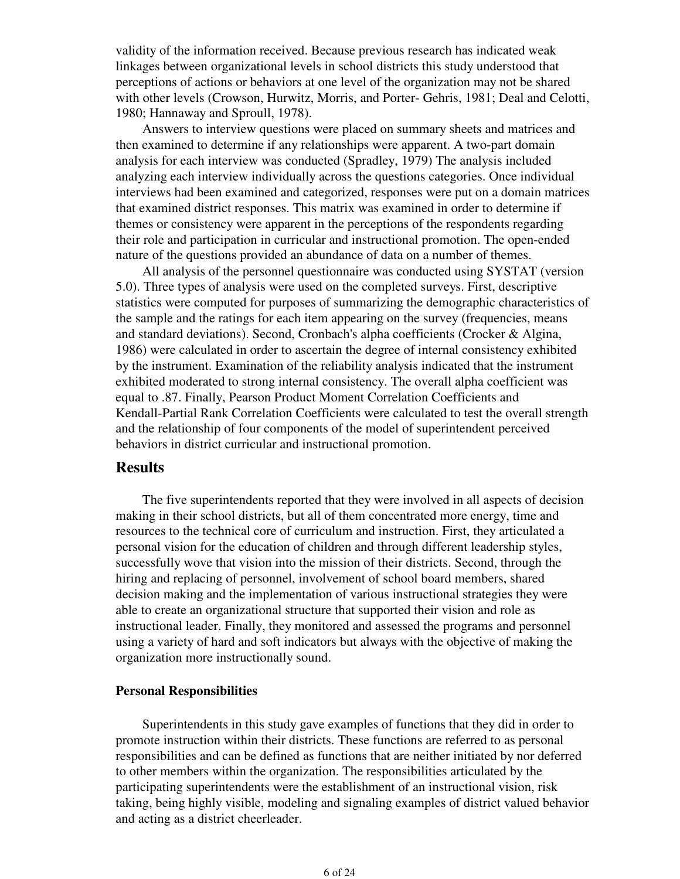validity of the information received. Because previous research has indicated weak linkages between organizational levels in school districts this study understood that perceptions of actions or behaviors at one level of the organization may not be shared with other levels (Crowson, Hurwitz, Morris, and Porter- Gehris, 1981; Deal and Celotti, 1980; Hannaway and Sproull, 1978).

Answers to interview questions were placed on summary sheets and matrices and then examined to determine if any relationships were apparent. A two-part domain analysis for each interview was conducted (Spradley, 1979) The analysis included analyzing each interview individually across the questions categories. Once individual interviews had been examined and categorized, responses were put on a domain matrices that examined district responses. This matrix was examined in order to determine if themes or consistency were apparent in the perceptions of the respondents regarding their role and participation in curricular and instructional promotion. The open-ended nature of the questions provided an abundance of data on a number of themes.

All analysis of the personnel questionnaire was conducted using SYSTAT (version 5.0). Three types of analysis were used on the completed surveys. First, descriptive statistics were computed for purposes of summarizing the demographic characteristics of the sample and the ratings for each item appearing on the survey (frequencies, means and standard deviations). Second, Cronbach's alpha coefficients (Crocker & Algina, 1986) were calculated in order to ascertain the degree of internal consistency exhibited by the instrument. Examination of the reliability analysis indicated that the instrument exhibited moderated to strong internal consistency. The overall alpha coefficient was equal to .87. Finally, Pearson Product Moment Correlation Coefficients and Kendall-Partial Rank Correlation Coefficients were calculated to test the overall strength and the relationship of four components of the model of superintendent perceived behaviors in district curricular and instructional promotion.

## Results

The five superintendents reported that they were involved in all aspects of decision making in their school districts, but all of them concentrated more energy, time and resources to the technical core of curriculum and instruction. First, they articulated a personal vision for the education of children and through different leadership styles, successfully wove that vision into the mission of their districts. Second, through the hiring and replacing of personnel, involvement of school board members, shared decision making and the implementation of various instructional strategies they were able to create an organizational structure that supported their vision and role as instructional leader. Finally, they monitored and assessed the programs and personnel using a variety of hard and soft indicators but always with the objective of making the organization more instructionally sound.

### Personal Responsibilities

Superintendents in this study gave examples of functions that they did in order to promote instruction within their districts. These functions are referred to as personal responsibilities and can be defined as functions that are neither initiated by nor deferred to other members within the organization. The responsibilities articulated by the participating superintendents were the establishment of an instructional vision, risk taking, being highly visible, modeling and signaling examples of district valued behavior and acting as a district cheerleader.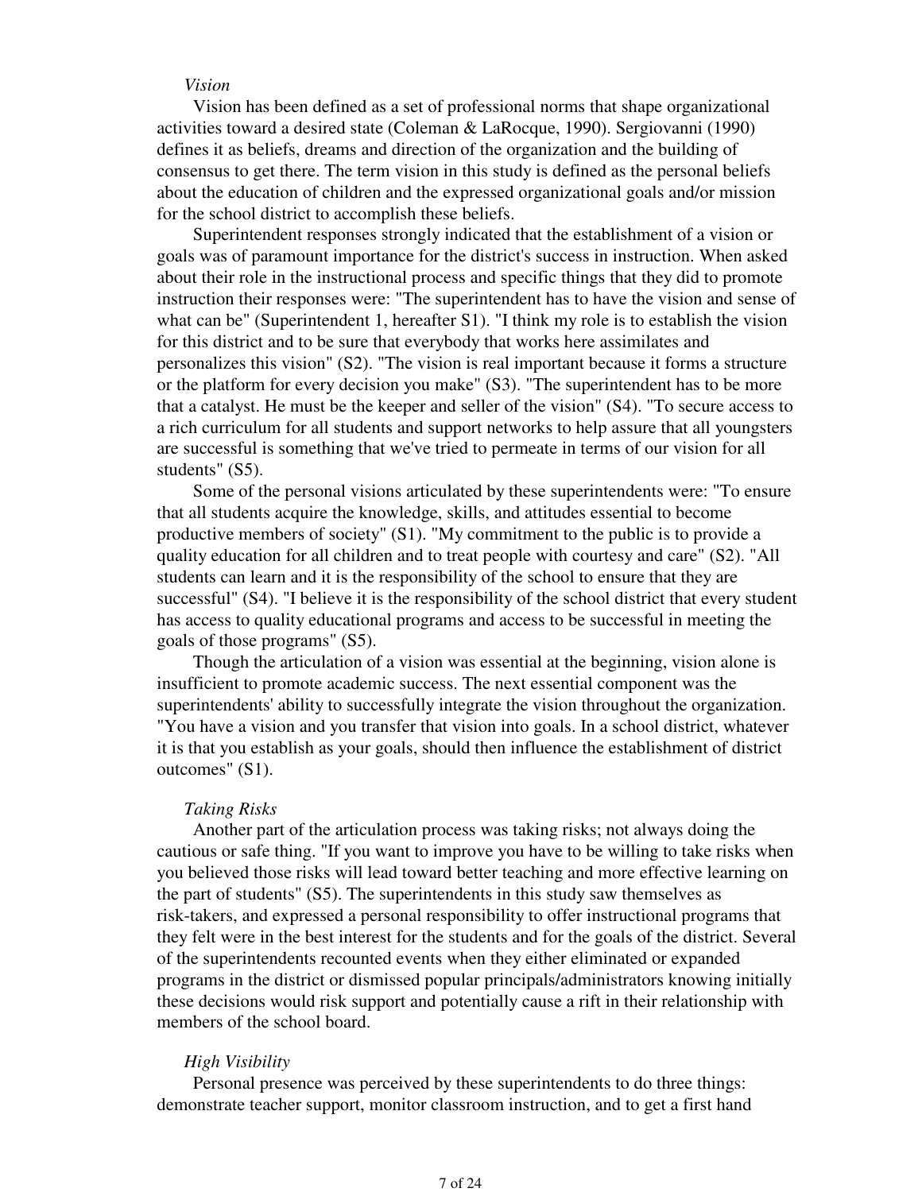### *Vision*

Vision has been defined as a set of professional norms that shape organizational activities toward a desired state (Coleman & LaRocque, 1990). Sergiovanni (1990) defines it as beliefs, dreams and direction of the organization and the building of consensus to get there. The term vision in this study is defined as the personal beliefs about the education of children and the expressed organizational goals and/or mission for the school district to accomplish these beliefs.

Superintendent responses strongly indicated that the establishment of a vision or goals was of paramount importance for the district's success in instruction. When asked about their role in the instructional process and specific things that they did to promote instruction their responses were: "The superintendent has to have the vision and sense of what can be" (Superintendent 1, hereafter S1). "I think my role is to establish the vision for this district and to be sure that everybody that works here assimilates and personalizes this vision" (S2). "The vision is real important because it forms a structure or the platform for every decision you make" (S3). "The superintendent has to be more that a catalyst. He must be the keeper and seller of the vision" (S4). "To secure access to a rich curriculum for all students and support networks to help assure that all youngsters are successful is something that we've tried to permeate in terms of our vision for all students" (S5).

Some of the personal visions articulated by these superintendents were: "To ensure that all students acquire the knowledge, skills, and attitudes essential to become productive members of society" (S1). "My commitment to the public is to provide a quality education for all children and to treat people with courtesy and care" (S2). "All students can learn and it is the responsibility of the school to ensure that they are successful" (S4). "I believe it is the responsibility of the school district that every student has access to quality educational programs and access to be successful in meeting the goals of those programs" (S5).

Though the articulation of a vision was essential at the beginning, vision alone is insufficient to promote academic success. The next essential component was the superintendents' ability to successfully integrate the vision throughout the organization. "You have a vision and you transfer that vision into goals. In a school district, whatever it is that you establish as your goals, should then influence the establishment of district outcomes" (S1).

### *Taking Risks*

Another part of the articulation process was taking risks; not always doing the cautious or safe thing. "If you want to improve you have to be willing to take risks when you believed those risks will lead toward better teaching and more effective learning on the part of students" (S5). The superintendents in this study saw themselves as risk-takers, and expressed a personal responsibility to offer instructional programs that they felt were in the best interest for the students and for the goals of the district. Several of the superintendents recounted events when they either eliminated or expanded programs in the district or dismissed popular principals/administrators knowing initially these decisions would risk support and potentially cause a rift in their relationship with members of the school board.

### *High Visibility*

Personal presence was perceived by these superintendents to do three things: demonstrate teacher support, monitor classroom instruction, and to get a first hand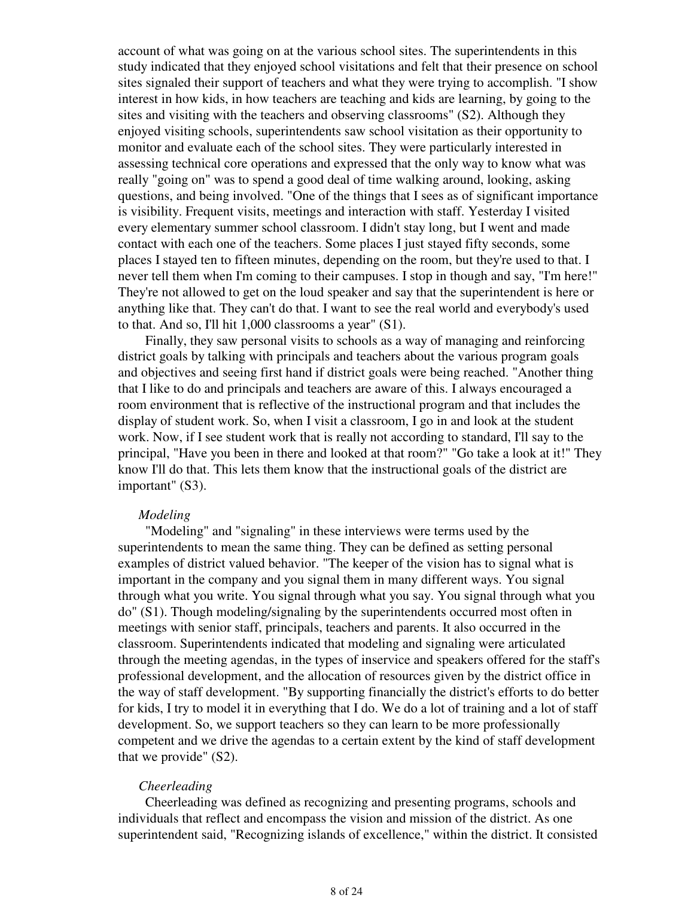account of what was going on at the various school sites. The superintendents in this study indicated that they enjoyed school visitations and felt that their presence on school sites signaled their support of teachers and what they were trying to accomplish. "I show interest in how kids, in how teachers are teaching and kids are learning, by going to the sites and visiting with the teachers and observing classrooms" (S2). Although they enjoyed visiting schools, superintendents saw school visitation as their opportunity to monitor and evaluate each of the school sites. They were particularly interested in assessing technical core operations and expressed that the only way to know what was really "going on" was to spend a good deal of time walking around, looking, asking questions, and being involved. "One of the things that I sees as of significant importance is visibility. Frequent visits, meetings and interaction with staff. Yesterday I visited every elementary summer school classroom. I didn't stay long, but I went and made contact with each one of the teachers. Some places I just stayed fifty seconds, some places I stayed ten to fifteen minutes, depending on the room, but they're used to that. I never tell them when I'm coming to their campuses. I stop in though and say, "I'm here!" They're not allowed to get on the loud speaker and say that the superintendent is here or anything like that. They can't do that. I want to see the real world and everybody's used to that. And so, I'll hit 1,000 classrooms a year" (S1).

Finally, they saw personal visits to schools as a way of managing and reinforcing district goals by talking with principals and teachers about the various program goals and objectives and seeing first hand if district goals were being reached. "Another thing that I like to do and principals and teachers are aware of this. I always encouraged a room environment that is reflective of the instructional program and that includes the display of student work. So, when I visit a classroom, I go in and look at the student work. Now, if I see student work that is really not according to standard, I'll say to the principal, "Have you been in there and looked at that room?" "Go take a look at it!" They know I'll do that. This lets them know that the instructional goals of the district are important" (S3).

*Modeling*

"Modeling" and "signaling" in these interviews were terms used by the superintendents to mean the same thing. They can be defined as setting personal examples of district valued behavior. "The keeper of the vision has to signal what is important in the company and you signal them in many different ways. You signal through what you write. You signal through what you say. You signal through what you do" (S1). Though modeling/signaling by the superintendents occurred most often in meetings with senior staff, principals, teachers and parents. It also occurred in the classroom. Superintendents indicated that modeling and signaling were articulated through the meeting agendas, in the types of inservice and speakers offered for the staff's professional development, and the allocation of resources given by the district office in the way of staff development. "By supporting financially the district's efforts to do better for kids, I try to model it in everything that I do. We do a lot of training and a lot of staff development. So, we support teachers so they can learn to be more professionally competent and we drive the agendas to a certain extent by the kind of staff development that we provide" (S2).

*Cheerleading*

Cheerleading was defined as recognizing and presenting programs, schools and individuals that reflect and encompass the vision and mission of the district. As one superintendent said, "Recognizing islands of excellence," within the district. It consisted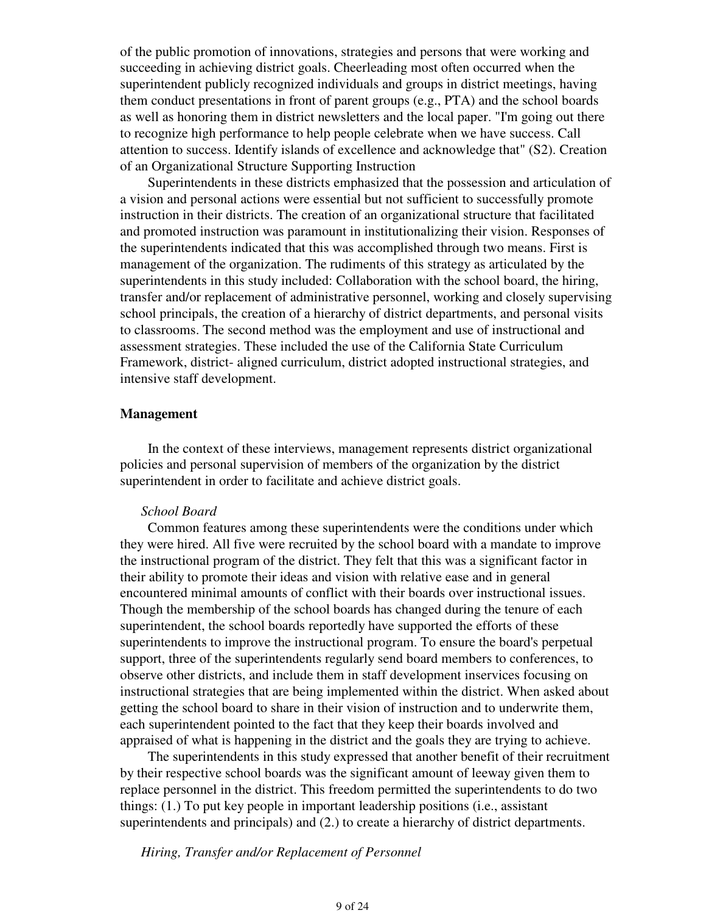of the public promotion of innovations, strategies and persons that were working and succeeding in achieving district goals. Cheerleading most often occurred when the superintendent publicly recognized individuals and groups in district meetings, having them conduct presentations in front of parent groups (e.g., PTA) and the school boards as well as honoring them in district newsletters and the local paper. "I'm going out there to recognize high performance to help people celebrate when we have success. Call attention to success. Identify islands of excellence and acknowledge that" (S2). Creation of an Organizational Structure Supporting Instruction

Superintendents in these districts emphasized that the possession and articulation of a vision and personal actions were essential but not sufficient to successfully promote instruction in their districts. The creation of an organizational structure that facilitated and promoted instruction was paramount in institutionalizing their vision. Responses of the superintendents indicated that this was accomplished through two means. First is management of the organization. The rudiments of this strategy as articulated by the superintendents in this study included: Collaboration with the school board, the hiring, transfer and/or replacement of administrative personnel, working and closely supervising school principals, the creation of a hierarchy of district departments, and personal visits to classrooms. The second method was the employment and use of instructional and assessment strategies. These included the use of the California State Curriculum Framework, district- aligned curriculum, district adopted instructional strategies, and intensive staff development.

**Management**

In the context of these interviews, management represents district organizational policies and personal supervision of members of the organization by the district superintendent in order to facilitate and achieve district goals.

*School Board*

Common features among these superintendents were the conditions under which they were hired. All five were recruited by the school board with a mandate to improve the instructional program of the district. They felt that this was a significant factor in their ability to promote their ideas and vision with relative ease and in general encountered minimal amounts of conflict with their boards over instructional issues. Though the membership of the school boards has changed during the tenure of each superintendent, the school boards reportedly have supported the efforts of these superintendents to improve the instructional program. To ensure the board's perpetual support, three of the superintendents regularly send board members to conferences, to observe other districts, and include them in staff development inservices focusing on instructional strategies that are being implemented within the district. When asked about getting the school board to share in their vision of instruction and to underwrite them, each superintendent pointed to the fact that they keep their boards involved and appraised of what is happening in the district and the goals they are trying to achieve.

The superintendents in this study expressed that another benefit of their recruitment by their respective school boards was the significant amount of leeway given them to replace personnel in the district. This freedom permitted the superintendents to do two things: (1.) To put key people in important leadership positions (i.e., assistant superintendents and principals) and (2.) to create a hierarchy of district departments.

*Hiring, Transfer and/or Replacement of Personnel*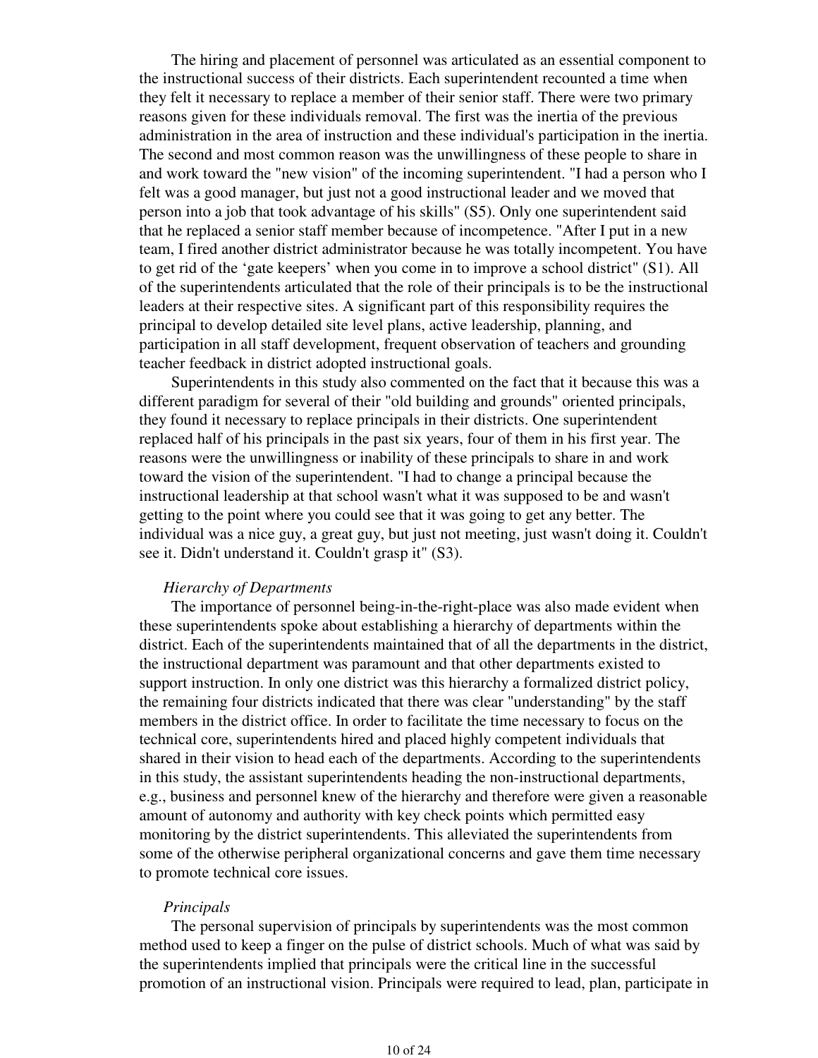The hiring and placement of personnel was articulated as an essential component to the instructional success of their districts. Each superintendent recounted a time when they felt it necessary to replace a member of their senior staff. There were two primary reasons given for these individuals removal. The first was the inertia of the previous administration in the area of instruction and these individual's participation in the inertia. The second and most common reason was the unwillingness of these people to share in and work toward the "new vision" of the incoming superintendent. "I had a person who I felt was a good manager, but just not a good instructional leader and we moved that person into a job that took advantage of his skills" (S5). Only one superintendent said that he replaced a senior staff member because of incompetence. "After I put in a new team, I fired another district administrator because he was totally incompetent. You have to get rid of the 'gate keepers' when you come in to improve a school district" (S1). All of the superintendents articulated that the role of their principals is to be the instructional leaders at their respective sites. A significant part of this responsibility requires the principal to develop detailed site level plans, active leadership, planning, and participation in all staff development, frequent observation of teachers and grounding teacher feedback in district adopted instructional goals.

Superintendents in this study also commented on the fact that it because this was a different paradigm for several of their "old building and grounds" oriented principals, they found it necessary to replace principals in their districts. One superintendent replaced half of his principals in the past six years, four of them in his first year. The reasons were the unwillingness or inability of these principals to share in and work toward the vision of the superintendent. "I had to change a principal because the instructional leadership at that school wasn't what it was supposed to be and wasn't getting to the point where you could see that it was going to get any better. The individual was a nice guy, a great guy, but just not meeting, just wasn't doing it. Couldn't see it. Didn't understand it. Couldn't grasp it" (S3).

*Hierarchy of Departments*

The importance of personnel being-in-the-right-place was also made evident when these superintendents spoke about establishing a hierarchy of departments within the district. Each of the superintendents maintained that of all the departments in the district, the instructional department was paramount and that other departments existed to support instruction. In only one district was this hierarchy a formalized district policy, the remaining four districts indicated that there was clear "understanding" by the staff members in the district office. In order to facilitate the time necessary to focus on the technical core, superintendents hired and placed highly competent individuals that shared in their vision to head each of the departments. According to the superintendents in this study, the assistant superintendents heading the non-instructional departments, e.g., business and personnel knew of the hierarchy and therefore were given a reasonable amount of autonomy and authority with key check points which permitted easy monitoring by the district superintendents. This alleviated the superintendents from some of the otherwise peripheral organizational concerns and gave them time necessary to promote technical core issues.

*Principals*

The personal supervision of principals by superintendents was the most common method used to keep a finger on the pulse of district schools. Much of what was said by the superintendents implied that principals were the critical line in the successful promotion of an instructional vision. Principals were required to lead, plan, participate in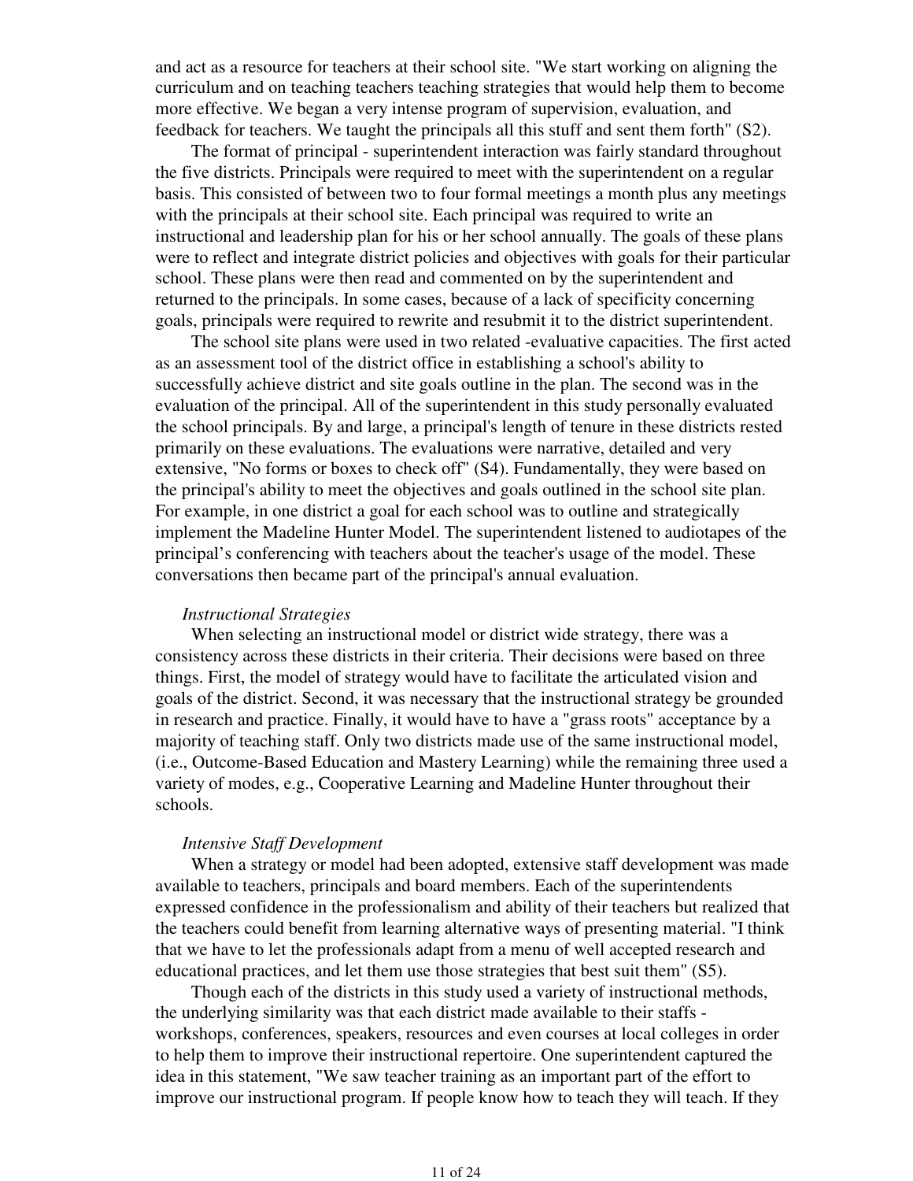and act as a resource for teachers at their school site. "We start working on aligning the curriculum and on teaching teachers teaching strategies that would help them to become more effective. We began a very intense program of supervision, evaluation, and feedback for teachers. We taught the principals all this stuff and sent them forth" (S2).

The format of principal - superintendent interaction was fairly standard throughout the five districts. Principals were required to meet with the superintendent on a regular basis. This consisted of between two to four formal meetings a month plus any meetings with the principals at their school site. Each principal was required to write an instructional and leadership plan for his or her school annually. The goals of these plans were to reflect and integrate district policies and objectives with goals for their particular school. These plans were then read and commented on by the superintendent and returned to the principals. In some cases, because of a lack of specificity concerning goals, principals were required to rewrite and resubmit it to the district superintendent.

The school site plans were used in two related -evaluative capacities. The first acted as an assessment tool of the district office in establishing a school's ability to successfully achieve district and site goals outline in the plan. The second was in the evaluation of the principal. All of the superintendent in this study personally evaluated the school principals. By and large, a principal's length of tenure in these districts rested primarily on these evaluations. The evaluations were narrative, detailed and very extensive, "No forms or boxes to check off" (S4). Fundamentally, they were based on the principal's ability to meet the objectives and goals outlined in the school site plan. For example, in one district a goal for each school was to outline and strategically implement the Madeline Hunter Model. The superintendent listened to audiotapes of the principal's conferencing with teachers about the teacher's usage of the model. These conversations then became part of the principal's annual evaluation.

*Instructional Strategies*

When selecting an instructional model or district wide strategy, there was a consistency across these districts in their criteria. Their decisions were based on three things. First, the model of strategy would have to facilitate the articulated vision and goals of the district. Second, it was necessary that the instructional strategy be grounded in research and practice. Finally, it would have to have a "grass roots" acceptance by a majority of teaching staff. Only two districts made use of the same instructional model, (i.e., Outcome-Based Education and Mastery Learning) while the remaining three used a variety of modes, e.g., Cooperative Learning and Madeline Hunter throughout their schools.

*Intensive Staff Development*

When a strategy or model had been adopted, extensive staff development was made available to teachers, principals and board members. Each of the superintendents expressed confidence in the professionalism and ability of their teachers but realized that the teachers could benefit from learning alternative ways of presenting material. "I think that we have to let the professionals adapt from a menu of well accepted research and educational practices, and let them use those strategies that best suit them" (S5).

Though each of the districts in this study used a variety of instructional methods, the underlying similarity was that each district made available to their staffs - workshops, conferences, speakers, resources and even courses at local colleges in order to help them to improve their instructional repertoire. One superintendent captured the idea in this statement, "We saw teacher training as an important part of the effort to improve our instructional program. If people know how to teach they will teach. If they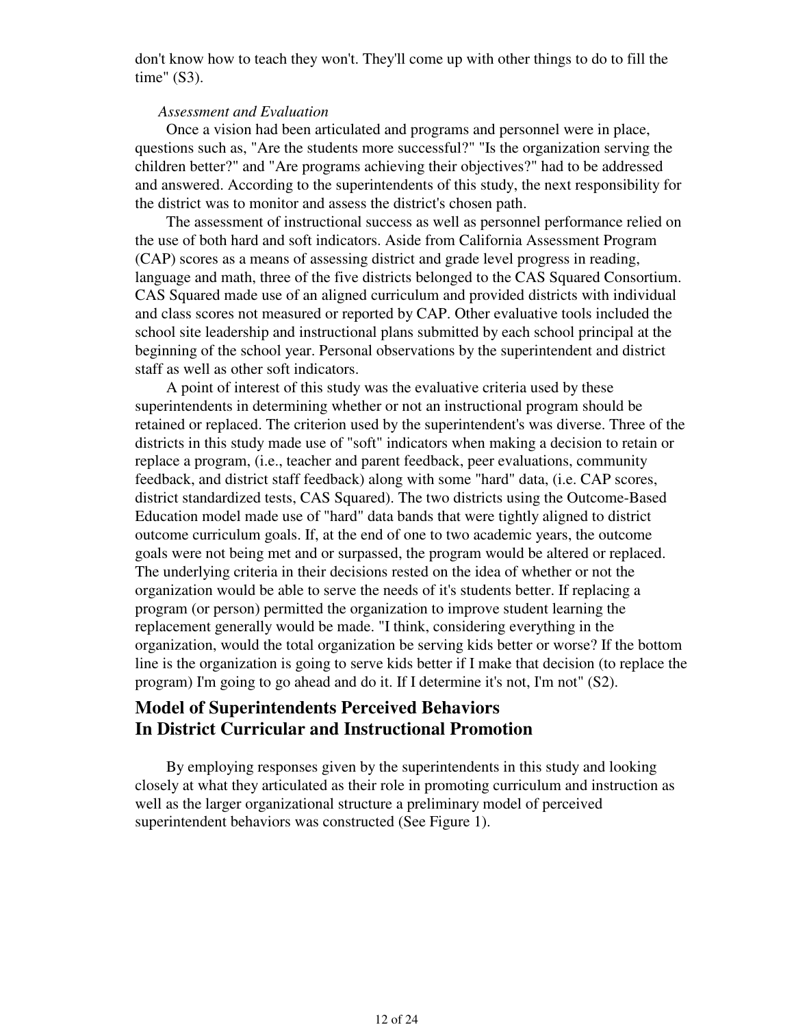don't know how to teach they won't. They'll come up with other things to do to fill the time" (S3).

*Assessment and Evaluation*

Once a vision had been articulated and programs and personnel were in place, questions such as, "Are the students more successful?" "Is the organization serving the children better?" and "Are programs achieving their objectives?" had to be addressed and answered. According to the superintendents of this study, the next responsibility for the district was to monitor and assess the district's chosen path.

The assessment of instructional success as well as personnel performance relied on the use of both hard and soft indicators. Aside from California Assessment Program (CAP) scores as a means of assessing district and grade level progress in reading, language and math, three of the five districts belonged to the CAS Squared Consortium. CAS Squared made use of an aligned curriculum and provided districts with individual and class scores not measured or reported by CAP. Other evaluative tools included the school site leadership and instructional plans submitted by each school principal at the beginning of the school year. Personal observations by the superintendent and district staff as well as other soft indicators.

A point of interest of this study was the evaluative criteria used by these superintendents in determining whether or not an instructional program should be retained or replaced. The criterion used by the superintendent's was diverse. Three of the districts in this study made use of "soft" indicators when making a decision to retain or replace a program, (i.e., teacher and parent feedback, peer evaluations, community feedback, and district staff feedback) along with some "hard" data, (i.e. CAP scores, district standardized tests, CAS Squared). The two districts using the Outcome-Based Education model made use of "hard" data bands that were tightly aligned to district outcome curriculum goals. If, at the end of one to two academic years, the outcome goals were not being met and or surpassed, the program would be altered or replaced. The underlying criteria in their decisions rested on the idea of whether or not the organization would be able to serve the needs of it's students better. If replacing a program (or person) permitted the organization to improve student learning the replacement generally would be made. "I think, considering everything in the organization, would the total organization be serving kids better or worse? If the bottom line is the organization is going to serve kids better if I make that decision (to replace the program) I'm going to go ahead and do it. If I determine it's not, I'm not" (S2).

## Model of Superintendents Perceived Behaviors In District Curricular and Instructional Promotion

By employing responses given by the superintendents in this study and looking closely at what they articulated as their role in promoting curriculum and instruction as well as the larger organizational structure a preliminary model of perceived superintendent behaviors was constructed (See Figure 1).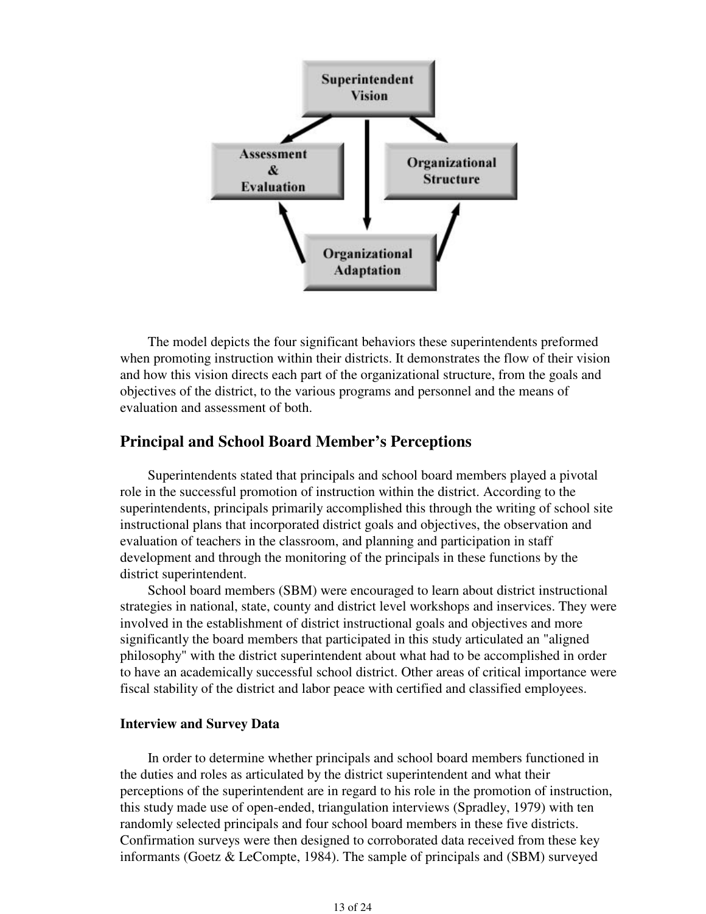The model depicts the four significant behaviors these superintendents preformed when promoting instruction within their districts. It demonstrates the flow of their vision and how this vision directs each part of the organizational structure, from the goals and objectives of the district, to the various programs and personnel and the means of evaluation and assessment of both.

## Principal and School Board Member's Perceptions

Superintendents stated that principals and school board members played a pivotal role in the successful promotion of instruction within the district. According to the superintendents, principals primarily accomplished this through the writing of school site instructional plans that incorporated district goals and objectives, the observation and evaluation of teachers in the classroom, and planning and participation in staff development and through the monitoring of the principals in these functions by the district superintendent.

School board members (SBM) were encouraged to learn about district instructional strategies in national, state, county and district level workshops and inservices. They were involved in the establishment of district instructional goals and objectives and more significantly the board members that participated in this study articulated an "aligned philosophy" with the district superintendent about what had to be accomplished in order to have an academically successful school district. Other areas of critical importance were fiscal stability of the district and labor peace with certified and classified employees.

### Interview and Survey Data

In order to determine whether principals and school board members functioned in the duties and roles as articulated by the district superintendent and what their perceptions of the superintendent are in regard to his role in the promotion of instruction, this study made use of open-ended, triangulation interviews (Spradley, 1979) with ten randomly selected principals and four school board members in these five districts. Confirmation surveys were then designed to corroborated data received from these key informants (Goetz & LeCompte, 1984). The sample of principals and (SBM) surveyed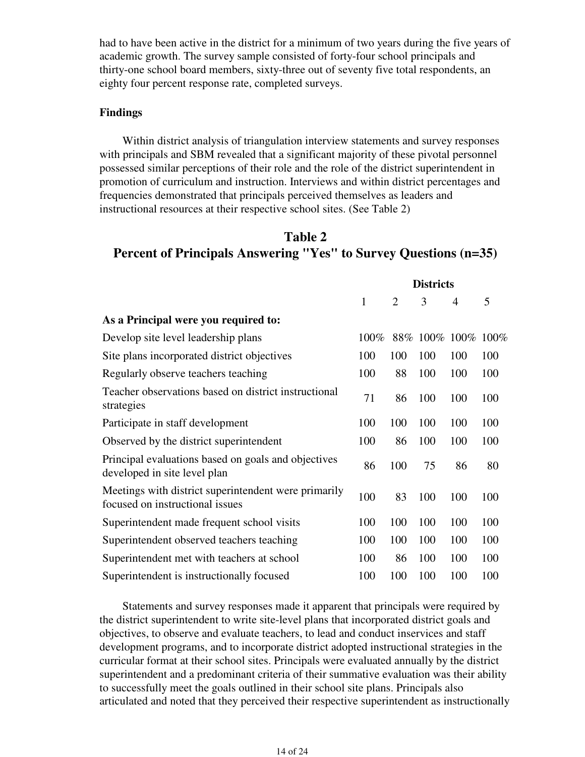had to have been active in the district for a minimum of two years during the five years of academic growth. The survey sample consisted of forty-four school principals and thirty-one school board members, sixty-three out of seventy five total respondents, an eighty four percent response rate, completed surveys.

**Findings**

Within district analysis of triangulation interview statements and survey responses with principals and SBM revealed that a significant majority of these pivotal personnel possessed similar perceptions of their role and the role of the district superintendent in promotion of curriculum and instruction. Interviews and within district percentages and frequencies demonstrated that principals perceived themselves as leaders and instructional resources at their respective school sites. (See Table 2)

## Table 2
## Percent of Principals Answering "Yes" to Survey Questions (n=35)

| | Districts | | | | |
|---|---|---|---|---|---|
| | 1 | 2 | 3 | 4 | 5 |
| **As a Principal were you required to:** | | | | | |
| Develop site level leadership plans | 100% | 88% | 100% | 100% | 100% |
| Site plans incorporated district objectives | 100 | 100 | 100 | 100 | 100 |
| Regularly observe teachers teaching | 100 | 88 | 100 | 100 | 100 |
| Teacher observations based on district instructional strategies | 71 | 86 | 100 | 100 | 100 |
| Participate in staff development | 100 | 100 | 100 | 100 | 100 |
| Observed by the district superintendent | 100 | 86 | 100 | 100 | 100 |
| Principal evaluations based on goals and objectives developed in site level plan | 86 | 100 | 75 | 86 | 80 |
| Meetings with district superintendent were primarily focused on instructional issues | 100 | 83 | 100 | 100 | 100 |
| Superintendent made frequent school visits | 100 | 100 | 100 | 100 | 100 |
| Superintendent observed teachers teaching | 100 | 100 | 100 | 100 | 100 |
| Superintendent met with teachers at school | 100 | 86 | 100 | 100 | 100 |
| Superintendent is instructionally focused | 100 | 100 | 100 | 100 | 100 |

Statements and survey responses made it apparent that principals were required by the district superintendent to write site-level plans that incorporated district goals and objectives, to observe and evaluate teachers, to lead and conduct inservices and staff development programs, and to incorporate district adopted instructional strategies in the curricular format at their school sites. Principals were evaluated annually by the district superintendent and a predominant criteria of their summative evaluation was their ability to successfully meet the goals outlined in their school site plans. Principals also articulated and noted that they perceived their respective superintendent as instructionally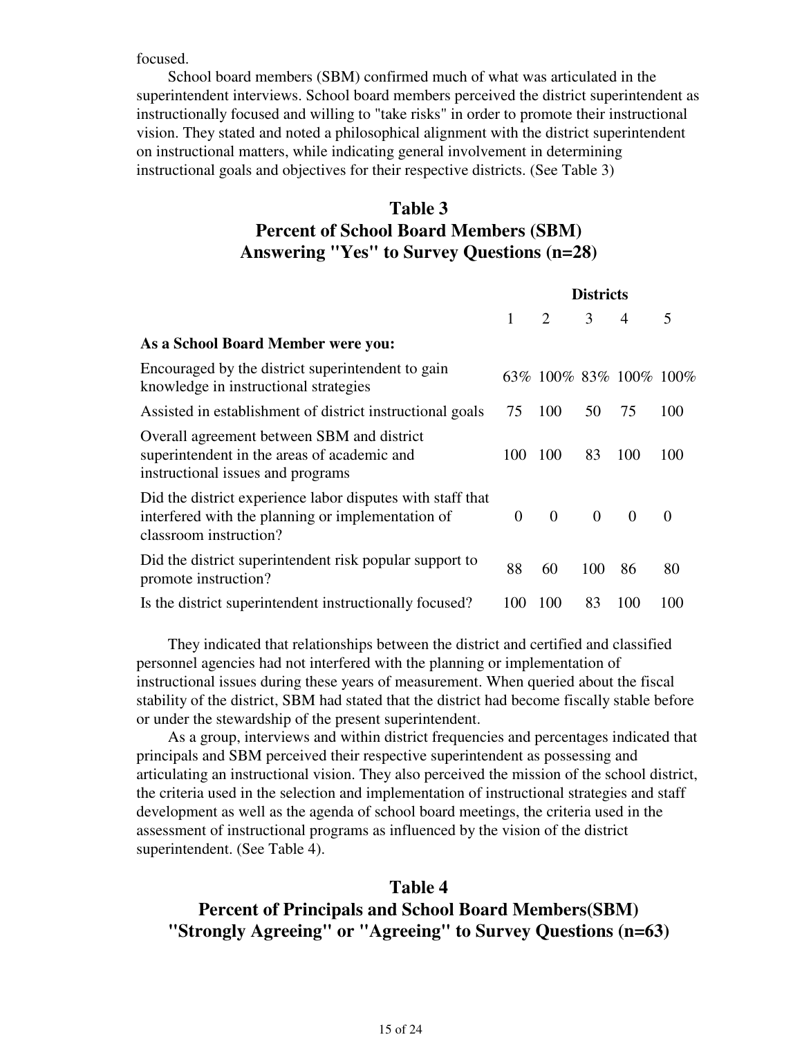focused.

School board members (SBM) confirmed much of what was articulated in the superintendent interviews. School board members perceived the district superintendent as instructionally focused and willing to "take risks" in order to promote their instructional vision. They stated and noted a philosophical alignment with the district superintendent on instructional matters, while indicating general involvement in determining instructional goals and objectives for their respective districts. (See Table 3)

## Table 3
## Percent of School Board Members (SBM) Answering "Yes" to Survey Questions (n=28)

| | Districts | | | | |
|---|---|---|---|---|---|
| | 1 | 2 | 3 | 4 | 5 |
| **As a School Board Member were you:** | | | | | |
| Encouraged by the district superintendent to gain knowledge in instructional strategies | 63% | 100% | 83% | 100% | 100% |
| Assisted in establishment of district instructional goals | 75 | 100 | 50 | 75 | 100 |
| Overall agreement between SBM and district superintendent in the areas of academic and instructional issues and programs | 100 | 100 | 83 | 100 | 100 |
| Did the district experience labor disputes with staff that interfered with the planning or implementation of classroom instruction? | 0 | 0 | 0 | 0 | 0 |
| Did the district superintendent risk popular support to promote instruction? | 88 | 60 | 100 | 86 | 80 |
| Is the district superintendent instructionally focused? | 100 | 100 | 83 | 100 | 100 |

They indicated that relationships between the district and certified and classified personnel agencies had not interfered with the planning or implementation of instructional issues during these years of measurement. When queried about the fiscal stability of the district, SBM had stated that the district had become fiscally stable before or under the stewardship of the present superintendent.

As a group, interviews and within district frequencies and percentages indicated that principals and SBM perceived their respective superintendent as possessing and articulating an instructional vision. They also perceived the mission of the school district, the criteria used in the selection and implementation of instructional strategies and staff development as well as the agenda of school board meetings, the criteria used in the assessment of instructional programs as influenced by the vision of the district superintendent. (See Table 4).

## Table 4
## Percent of Principals and School Board Members(SBM) "Strongly Agreeing" or "Agreeing" to Survey Questions (n=63)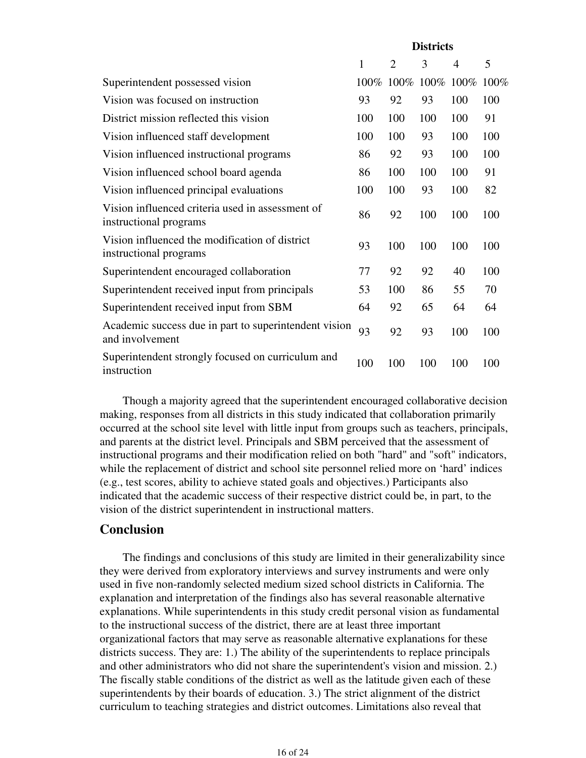| | Districts | | | | |
|---|---|---|---|---|---|
| | 1 | 2 | 3 | 4 | 5 |
| Superintendent possessed vision | 100% | 100% | 100% | 100% | 100% |
| Vision was focused on instruction | 93 | 92 | 93 | 100 | 100 |
| District mission reflected this vision | 100 | 100 | 100 | 100 | 91 |
| Vision influenced staff development | 100 | 100 | 93 | 100 | 100 |
| Vision influenced instructional programs | 86 | 92 | 93 | 100 | 100 |
| Vision influenced school board agenda | 86 | 100 | 100 | 100 | 91 |
| Vision influenced principal evaluations | 100 | 100 | 93 | 100 | 82 |
| Vision influenced criteria used in assessment of instructional programs | 86 | 92 | 100 | 100 | 100 |
| Vision influenced the modification of district instructional programs | 93 | 100 | 100 | 100 | 100 |
| Superintendent encouraged collaboration | 77 | 92 | 92 | 40 | 100 |
| Superintendent received input from principals | 53 | 100 | 86 | 55 | 70 |
| Superintendent received input from SBM | 64 | 92 | 65 | 64 | 64 |
| Academic success due in part to superintendent vision and involvement | 93 | 92 | 93 | 100 | 100 |
| Superintendent strongly focused on curriculum and instruction | 100 | 100 | 100 | 100 | 100 |

Though a majority agreed that the superintendent encouraged collaborative decision making, responses from all districts in this study indicated that collaboration primarily occurred at the school site level with little input from groups such as teachers, principals, and parents at the district level. Principals and SBM perceived that the assessment of instructional programs and their modification relied on both "hard" and "soft" indicators, while the replacement of district and school site personnel relied more on 'hard' indices (e.g., test scores, ability to achieve stated goals and objectives.) Participants also indicated that the academic success of their respective district could be, in part, to the vision of the district superintendent in instructional matters.

## Conclusion

The findings and conclusions of this study are limited in their generalizability since they were derived from exploratory interviews and survey instruments and were only used in five non-randomly selected medium sized school districts in California. The explanation and interpretation of the findings also has several reasonable alternative explanations. While superintendents in this study credit personal vision as fundamental to the instructional success of the district, there are at least three important organizational factors that may serve as reasonable alternative explanations for these districts success. They are: 1.) The ability of the superintendents to replace principals and other administrators who did not share the superintendent's vision and mission. 2.) The fiscally stable conditions of the district as well as the latitude given each of these superintendents by their boards of education. 3.) The strict alignment of the district curriculum to teaching strategies and district outcomes. Limitations also reveal that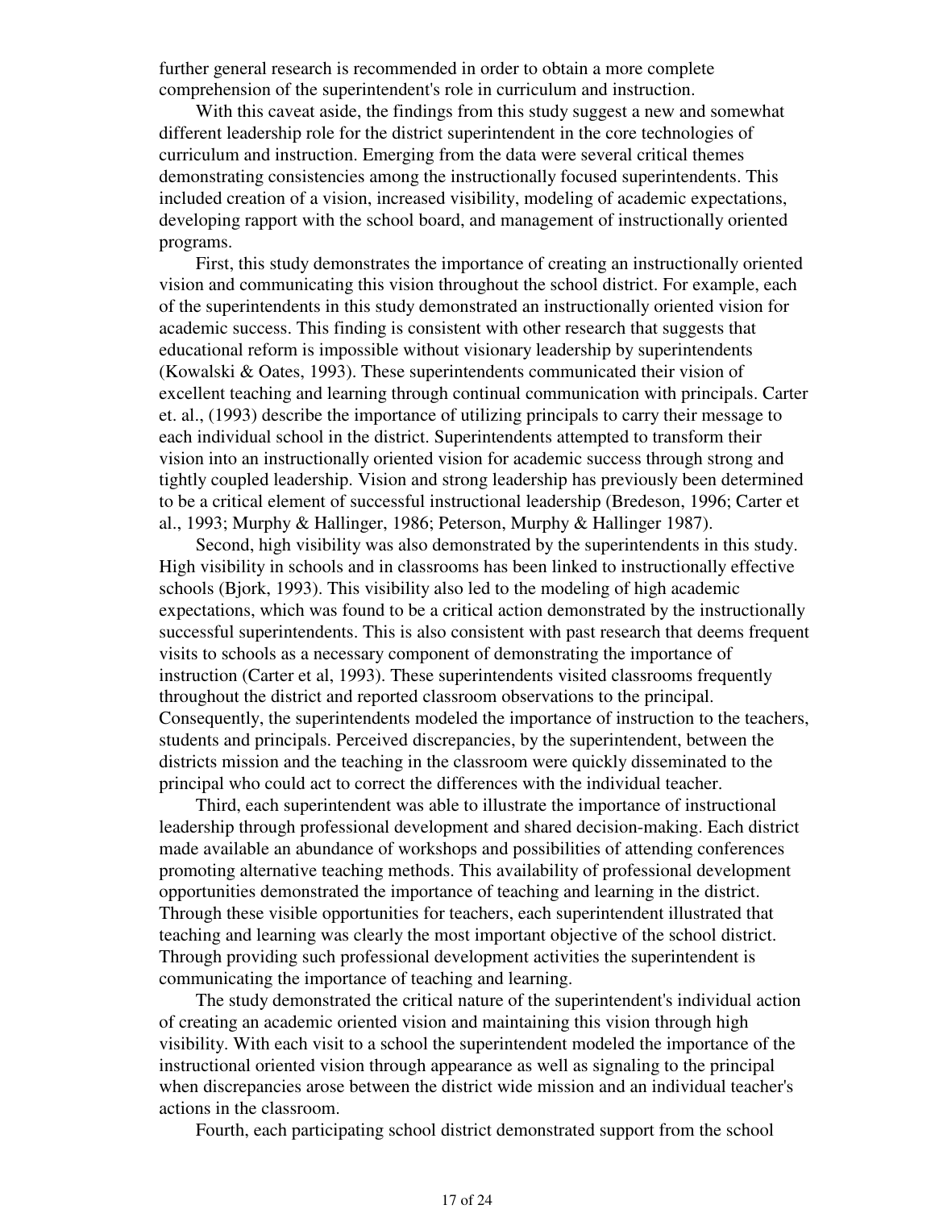further general research is recommended in order to obtain a more complete comprehension of the superintendent's role in curriculum and instruction.

With this caveat aside, the findings from this study suggest a new and somewhat different leadership role for the district superintendent in the core technologies of curriculum and instruction. Emerging from the data were several critical themes demonstrating consistencies among the instructionally focused superintendents. This included creation of a vision, increased visibility, modeling of academic expectations, developing rapport with the school board, and management of instructionally oriented programs.

First, this study demonstrates the importance of creating an instructionally oriented vision and communicating this vision throughout the school district. For example, each of the superintendents in this study demonstrated an instructionally oriented vision for academic success. This finding is consistent with other research that suggests that educational reform is impossible without visionary leadership by superintendents (Kowalski & Oates, 1993). These superintendents communicated their vision of excellent teaching and learning through continual communication with principals. Carter et. al., (1993) describe the importance of utilizing principals to carry their message to each individual school in the district. Superintendents attempted to transform their vision into an instructionally oriented vision for academic success through strong and tightly coupled leadership. Vision and strong leadership has previously been determined to be a critical element of successful instructional leadership (Bredeson, 1996; Carter et al., 1993; Murphy & Hallinger, 1986; Peterson, Murphy & Hallinger 1987).

Second, high visibility was also demonstrated by the superintendents in this study. High visibility in schools and in classrooms has been linked to instructionally effective schools (Bjork, 1993). This visibility also led to the modeling of high academic expectations, which was found to be a critical action demonstrated by the instructionally successful superintendents. This is also consistent with past research that deems frequent visits to schools as a necessary component of demonstrating the importance of instruction (Carter et al, 1993). These superintendents visited classrooms frequently throughout the district and reported classroom observations to the principal. Consequently, the superintendents modeled the importance of instruction to the teachers, students and principals. Perceived discrepancies, by the superintendent, between the districts mission and the teaching in the classroom were quickly disseminated to the principal who could act to correct the differences with the individual teacher.

Third, each superintendent was able to illustrate the importance of instructional leadership through professional development and shared decision-making. Each district made available an abundance of workshops and possibilities of attending conferences promoting alternative teaching methods. This availability of professional development opportunities demonstrated the importance of teaching and learning in the district. Through these visible opportunities for teachers, each superintendent illustrated that teaching and learning was clearly the most important objective of the school district. Through providing such professional development activities the superintendent is communicating the importance of teaching and learning.

The study demonstrated the critical nature of the superintendent's individual action of creating an academic oriented vision and maintaining this vision through high visibility. With each visit to a school the superintendent modeled the importance of the instructional oriented vision through appearance as well as signaling to the principal when discrepancies arose between the district wide mission and an individual teacher's actions in the classroom.

Fourth, each participating school district demonstrated support from the school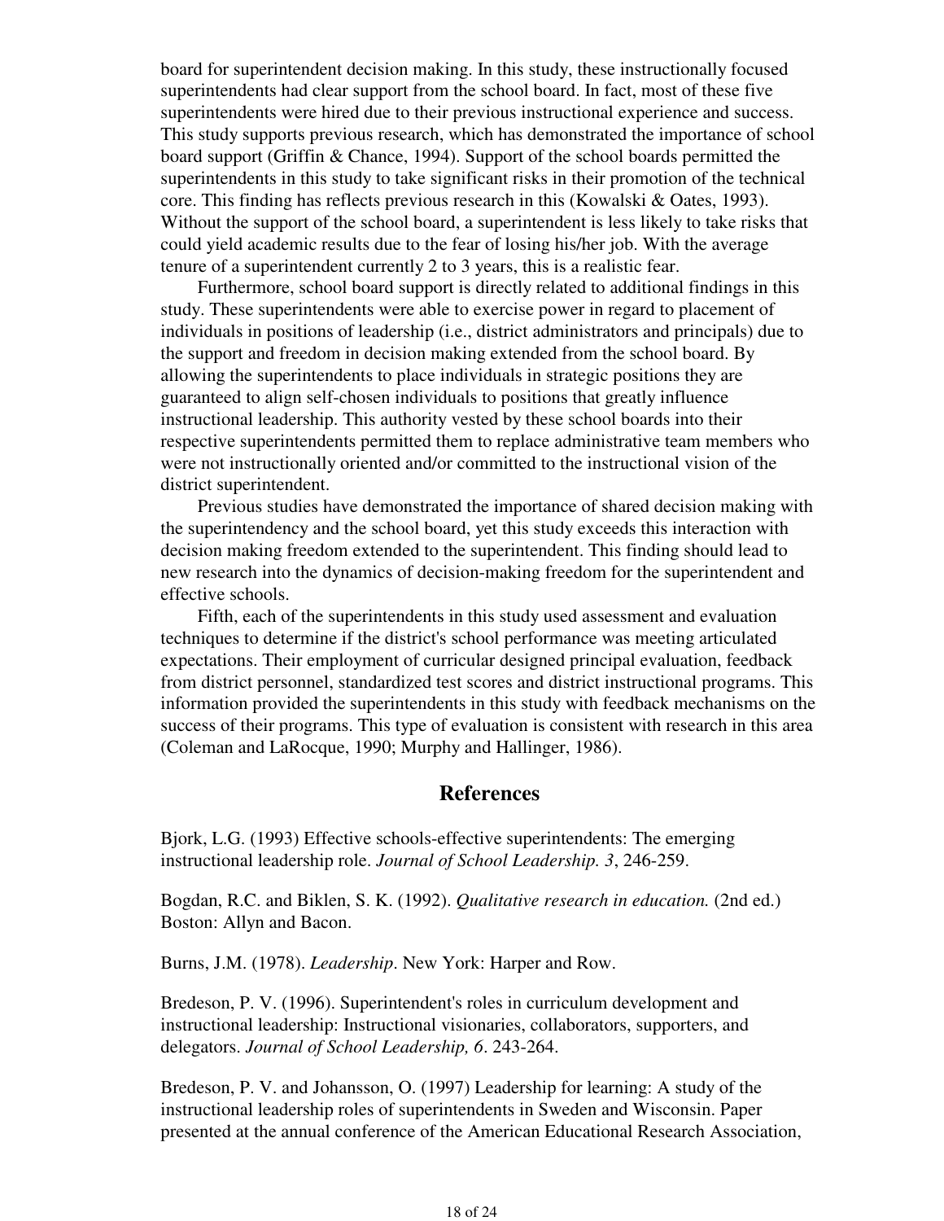board for superintendent decision making. In this study, these instructionally focused superintendents had clear support from the school board. In fact, most of these five superintendents were hired due to their previous instructional experience and success. This study supports previous research, which has demonstrated the importance of school board support (Griffin & Chance, 1994). Support of the school boards permitted the superintendents in this study to take significant risks in their promotion of the technical core. This finding has reflects previous research in this (Kowalski & Oates, 1993). Without the support of the school board, a superintendent is less likely to take risks that could yield academic results due to the fear of losing his/her job. With the average tenure of a superintendent currently 2 to 3 years, this is a realistic fear.

Furthermore, school board support is directly related to additional findings in this study. These superintendents were able to exercise power in regard to placement of individuals in positions of leadership (i.e., district administrators and principals) due to the support and freedom in decision making extended from the school board. By allowing the superintendents to place individuals in strategic positions they are guaranteed to align self-chosen individuals to positions that greatly influence instructional leadership. This authority vested by these school boards into their respective superintendents permitted them to replace administrative team members who were not instructionally oriented and/or committed to the instructional vision of the district superintendent.

Previous studies have demonstrated the importance of shared decision making with the superintendency and the school board, yet this study exceeds this interaction with decision making freedom extended to the superintendent. This finding should lead to new research into the dynamics of decision-making freedom for the superintendent and effective schools.

Fifth, each of the superintendents in this study used assessment and evaluation techniques to determine if the district's school performance was meeting articulated expectations. Their employment of curricular designed principal evaluation, feedback from district personnel, standardized test scores and district instructional programs. This information provided the superintendents in this study with feedback mechanisms on the success of their programs. This type of evaluation is consistent with research in this area (Coleman and LaRocque, 1990; Murphy and Hallinger, 1986).

## References

Bjork, L.G. (1993) Effective schools-effective superintendents: The emerging instructional leadership role. *Journal of School Leadership. 3*, 246-259.

Bogdan, R.C. and Biklen, S. K. (1992). *Qualitative research in education.* (2nd ed.) Boston: Allyn and Bacon.

Burns, J.M. (1978). *Leadership*. New York: Harper and Row.

Bredeson, P. V. (1996). Superintendent's roles in curriculum development and instructional leadership: Instructional visionaries, collaborators, supporters, and delegators. *Journal of School Leadership, 6*. 243-264.

Bredeson, P. V. and Johansson, O. (1997) Leadership for learning: A study of the instructional leadership roles of superintendents in Sweden and Wisconsin. Paper presented at the annual conference of the American Educational Research Association,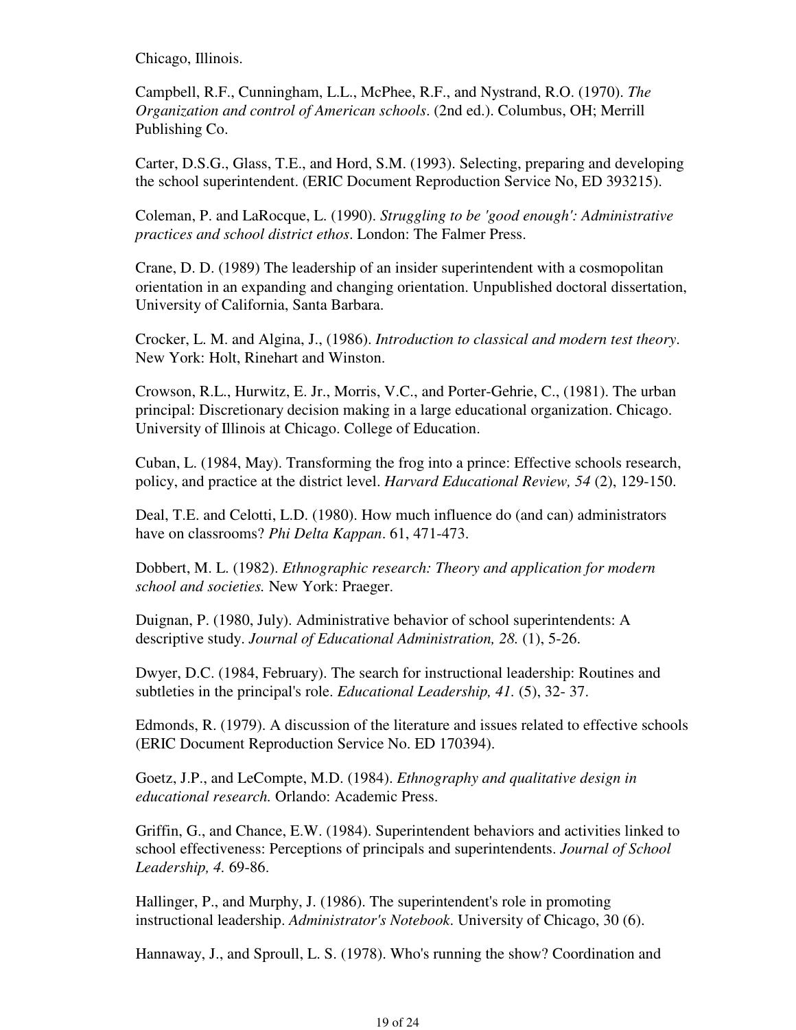Chicago, Illinois.

Campbell, R.F., Cunningham, L.L., McPhee, R.F., and Nystrand, R.O. (1970). *The Organization and control of American schools*. (2nd ed.). Columbus, OH; Merrill Publishing Co.

Carter, D.S.G., Glass, T.E., and Hord, S.M. (1993). Selecting, preparing and developing the school superintendent. (ERIC Document Reproduction Service No, ED 393215).

Coleman, P. and LaRocque, L. (1990). *Struggling to be 'good enough': Administrative practices and school district ethos*. London: The Falmer Press.

Crane, D. D. (1989) The leadership of an insider superintendent with a cosmopolitan orientation in an expanding and changing orientation. Unpublished doctoral dissertation, University of California, Santa Barbara.

Crocker, L. M. and Algina, J., (1986). *Introduction to classical and modern test theory*. New York: Holt, Rinehart and Winston.

Crowson, R.L., Hurwitz, E. Jr., Morris, V.C., and Porter-Gehrie, C., (1981). The urban principal: Discretionary decision making in a large educational organization. Chicago. University of Illinois at Chicago. College of Education.

Cuban, L. (1984, May). Transforming the frog into a prince: Effective schools research, policy, and practice at the district level. *Harvard Educational Review, 54* (2), 129-150.

Deal, T.E. and Celotti, L.D. (1980). How much influence do (and can) administrators have on classrooms? *Phi Delta Kappan*. 61, 471-473.

Dobbert, M. L. (1982). *Ethnographic research: Theory and application for modern school and societies.* New York: Praeger.

Duignan, P. (1980, July). Administrative behavior of school superintendents: A descriptive study. *Journal of Educational Administration, 28.* (1), 5-26.

Dwyer, D.C. (1984, February). The search for instructional leadership: Routines and subtleties in the principal's role. *Educational Leadership, 41.* (5), 32- 37.

Edmonds, R. (1979). A discussion of the literature and issues related to effective schools (ERIC Document Reproduction Service No. ED 170394).

Goetz, J.P., and LeCompte, M.D. (1984). *Ethnography and qualitative design in educational research.* Orlando: Academic Press.

Griffin, G., and Chance, E.W. (1984). Superintendent behaviors and activities linked to school effectiveness: Perceptions of principals and superintendents. *Journal of School Leadership, 4.* 69-86.

Hallinger, P., and Murphy, J. (1986). The superintendent's role in promoting instructional leadership. *Administrator's Notebook*. University of Chicago, 30 (6).

Hannaway, J., and Sproull, L. S. (1978). Who's running the show? Coordination and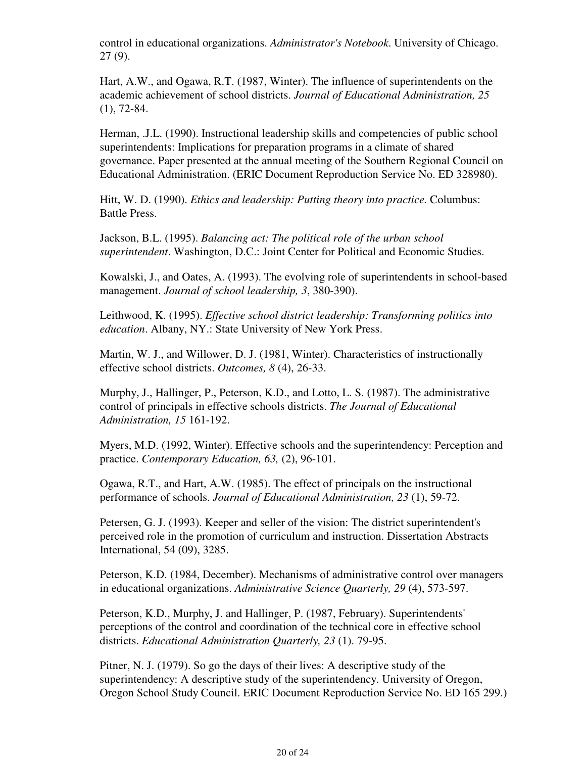control in educational organizations. *Administrator's Notebook*. University of Chicago. 27 (9).

Hart, A.W., and Ogawa, R.T. (1987, Winter). The influence of superintendents on the academic achievement of school districts. *Journal of Educational Administration, 25* (1), 72-84.

Herman, .J.L. (1990). Instructional leadership skills and competencies of public school superintendents: Implications for preparation programs in a climate of shared governance. Paper presented at the annual meeting of the Southern Regional Council on Educational Administration. (ERIC Document Reproduction Service No. ED 328980).

Hitt, W. D. (1990). *Ethics and leadership: Putting theory into practice.* Columbus: Battle Press.

Jackson, B.L. (1995). *Balancing act: The political role of the urban school superintendent*. Washington, D.C.: Joint Center for Political and Economic Studies.

Kowalski, J., and Oates, A. (1993). The evolving role of superintendents in school-based management. *Journal of school leadership, 3*, 380-390).

Leithwood, K. (1995). *Effective school district leadership: Transforming politics into education*. Albany, NY.: State University of New York Press.

Martin, W. J., and Willower, D. J. (1981, Winter). Characteristics of instructionally effective school districts. *Outcomes, 8* (4), 26-33.

Murphy, J., Hallinger, P., Peterson, K.D., and Lotto, L. S. (1987). The administrative control of principals in effective schools districts. *The Journal of Educational Administration, 15* 161-192.

Myers, M.D. (1992, Winter). Effective schools and the superintendency: Perception and practice. *Contemporary Education, 63,* (2), 96-101.

Ogawa, R.T., and Hart, A.W. (1985). The effect of principals on the instructional performance of schools. *Journal of Educational Administration, 23* (1), 59-72.

Petersen, G. J. (1993). Keeper and seller of the vision: The district superintendent's perceived role in the promotion of curriculum and instruction. Dissertation Abstracts International, 54 (09), 3285.

Peterson, K.D. (1984, December). Mechanisms of administrative control over managers in educational organizations. *Administrative Science Quarterly, 29* (4), 573-597.

Peterson, K.D., Murphy, J. and Hallinger, P. (1987, February). Superintendents' perceptions of the control and coordination of the technical core in effective school districts. *Educational Administration Quarterly, 23* (1). 79-95.

Pitner, N. J. (1979). So go the days of their lives: A descriptive study of the superintendency: A descriptive study of the superintendency. University of Oregon, Oregon School Study Council. ERIC Document Reproduction Service No. ED 165 299.)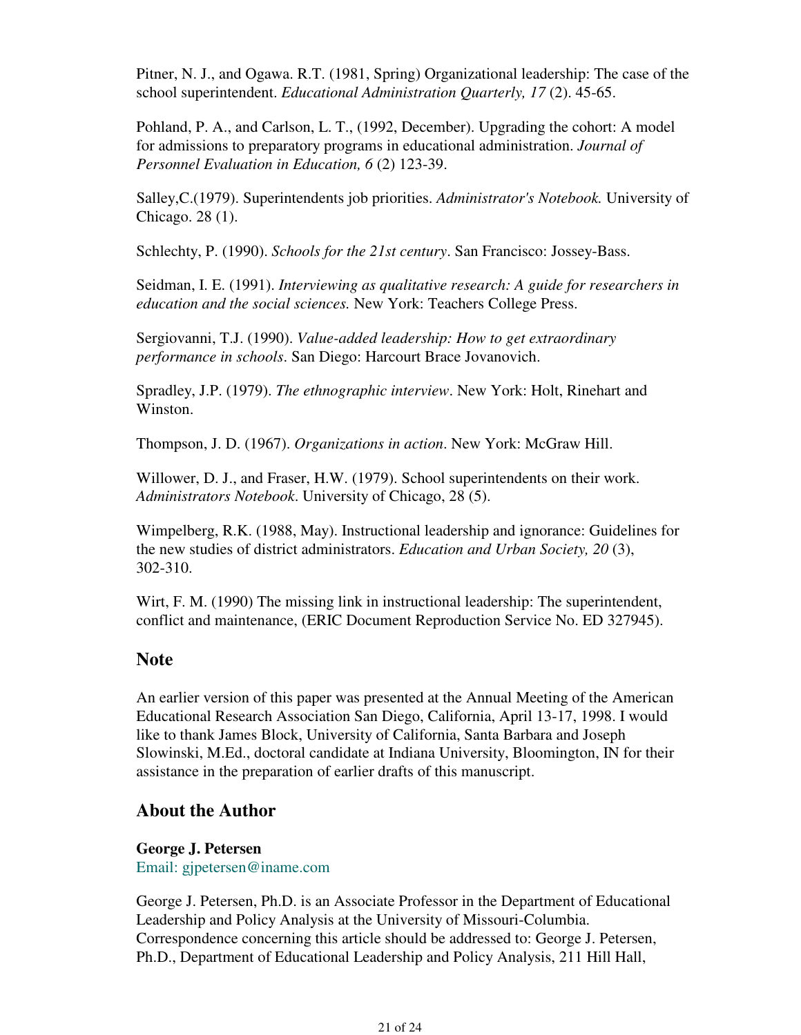Pitner, N. J., and Ogawa. R.T. (1981, Spring) Organizational leadership: The case of the school superintendent. *Educational Administration Quarterly, 17* (2). 45-65.

Pohland, P. A., and Carlson, L. T., (1992, December). Upgrading the cohort: A model for admissions to preparatory programs in educational administration. *Journal of Personnel Evaluation in Education, 6* (2) 123-39.

Salley,C.(1979). Superintendents job priorities. *Administrator's Notebook.* University of Chicago. 28 (1).

Schlechty, P. (1990). *Schools for the 21st century*. San Francisco: Jossey-Bass.

Seidman, I. E. (1991). *Interviewing as qualitative research: A guide for researchers in education and the social sciences.* New York: Teachers College Press.

Sergiovanni, T.J. (1990). *Value-added leadership: How to get extraordinary performance in schools*. San Diego: Harcourt Brace Jovanovich.

Spradley, J.P. (1979). *The ethnographic interview*. New York: Holt, Rinehart and Winston.

Thompson, J. D. (1967). *Organizations in action*. New York: McGraw Hill.

Willower, D. J., and Fraser, H.W. (1979). School superintendents on their work. *Administrators Notebook*. University of Chicago, 28 (5).

Wimpelberg, R.K. (1988, May). Instructional leadership and ignorance: Guidelines for the new studies of district administrators. *Education and Urban Society, 20* (3), 302-310.

Wirt, F. M. (1990) The missing link in instructional leadership: The superintendent, conflict and maintenance, (ERIC Document Reproduction Service No. ED 327945).

## Note

An earlier version of this paper was presented at the Annual Meeting of the American Educational Research Association San Diego, California, April 13-17, 1998. I would like to thank James Block, University of California, Santa Barbara and Joseph Slowinski, M.Ed., doctoral candidate at Indiana University, Bloomington, IN for their assistance in the preparation of earlier drafts of this manuscript.

## About the Author

**George J. Petersen**
Email: gjpetersen@iname.com

George J. Petersen, Ph.D. is an Associate Professor in the Department of Educational Leadership and Policy Analysis at the University of Missouri-Columbia. Correspondence concerning this article should be addressed to: George J. Petersen, Ph.D., Department of Educational Leadership and Policy Analysis, 211 Hill Hall,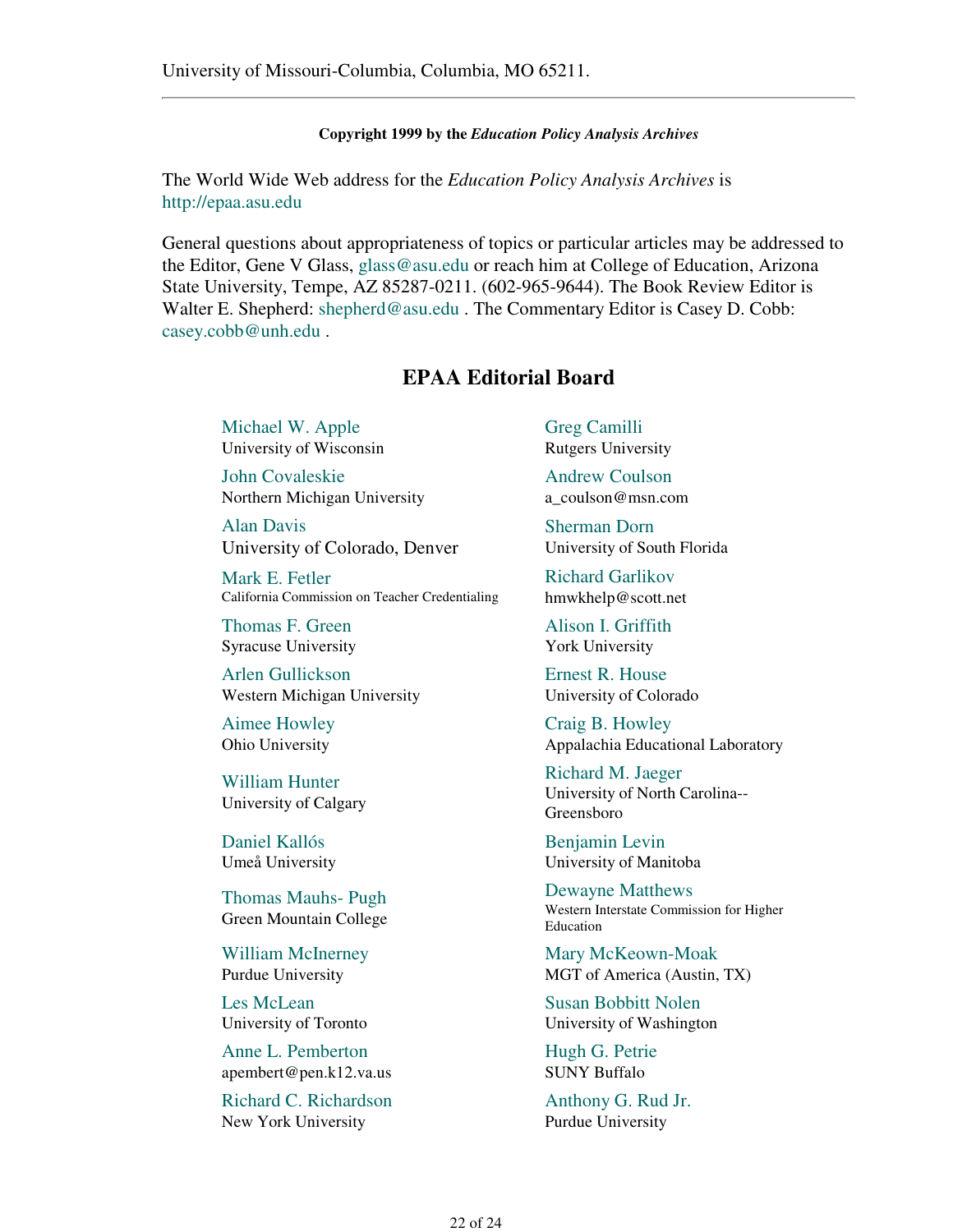University of Missouri-Columbia, Columbia, MO 65211.

---

**Copyright 1999 by the *Education Policy Analysis Archives***

The World Wide Web address for the *Education Policy Analysis Archives* is http://epaa.asu.edu

General questions about appropriateness of topics or particular articles may be addressed to the Editor, Gene V Glass, glass@asu.edu or reach him at College of Education, Arizona State University, Tempe, AZ 85287-0211. (602-965-9644). The Book Review Editor is Walter E. Shepherd: shepherd@asu.edu . The Commentary Editor is Casey D. Cobb: casey.cobb@unh.edu .

## EPAA Editorial Board

Michael W. Apple
University of Wisconsin

Greg Camilli
Rutgers University

John Covaleskie
Northern Michigan University

Andrew Coulson
a_coulson@msn.com

Alan Davis
University of Colorado, Denver

Sherman Dorn
University of South Florida

Mark E. Fetler
California Commission on Teacher Credentialing

Richard Garlikov
hmwkhelp@scott.net

Thomas F. Green
Syracuse University

Alison I. Griffith
York University

Arlen Gullickson
Western Michigan University

Ernest R. House
University of Colorado

Aimee Howley
Ohio University

Craig B. Howley
Appalachia Educational Laboratory

William Hunter
University of Calgary

Richard M. Jaeger
University of North Carolina--Greensboro

Daniel Kallós
Umeå University

Benjamin Levin
University of Manitoba

Thomas Mauhs- Pugh
Green Mountain College

Dewayne Matthews
Western Interstate Commission for Higher Education

William McInerney
Purdue University

Mary McKeown-Moak
MGT of America (Austin, TX)

Les McLean
University of Toronto

Susan Bobbitt Nolen
University of Washington

Anne L. Pemberton
apembert@pen.k12.va.us

Hugh G. Petrie
SUNY Buffalo

Richard C. Richardson
New York University

Anthony G. Rud Jr.
Purdue University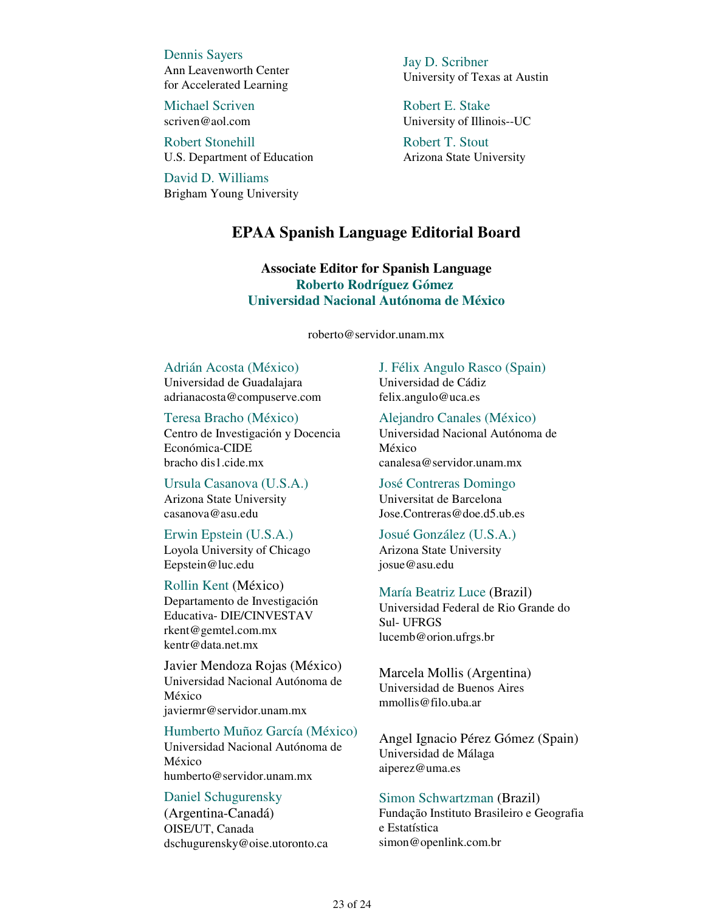Dennis Sayers
Ann Leavenworth Center
for Accelerated Learning

Jay D. Scribner
University of Texas at Austin

Michael Scriven
scriven@aol.com

Robert E. Stake
University of Illinois--UC

Robert Stonehill
U.S. Department of Education

Robert T. Stout
Arizona State University

David D. Williams
Brigham Young University

## EPAA Spanish Language Editorial Board

**Associate Editor for Spanish Language**
**Roberto Rodríguez Gómez**
**Universidad Nacional Autónoma de México**

roberto@servidor.unam.mx

Adrián Acosta (México)
Universidad de Guadalajara
adrianacosta@compuserve.com

J. Félix Angulo Rasco (Spain)
Universidad de Cádiz
felix.angulo@uca.es

Teresa Bracho (México)
Centro de Investigación y Docencia Económica-CIDE
bracho dis1.cide.mx

Alejandro Canales (México)
Universidad Nacional Autónoma de México
canalesa@servidor.unam.mx

Ursula Casanova (U.S.A.)
Arizona State University
casanova@asu.edu

José Contreras Domingo
Universitat de Barcelona
Jose.Contreras@doe.d5.ub.es

Erwin Epstein (U.S.A.)
Loyola University of Chicago
Eepstein@luc.edu

Josué González (U.S.A.)
Arizona State University
josue@asu.edu

Rollin Kent (México)
Departamento de Investigación Educativa- DIE/CINVESTAV
rkent@gemtel.com.mx
kentr@data.net.mx

María Beatriz Luce (Brazil)
Universidad Federal de Rio Grande do Sul- UFRGS
lucemb@orion.ufrgs.br

Javier Mendoza Rojas (México)
Universidad Nacional Autónoma de México
javiermr@servidor.unam.mx

Marcela Mollis (Argentina)
Universidad de Buenos Aires
mmollis@filo.uba.ar

Humberto Muñoz García (México)
Universidad Nacional Autónoma de México
humberto@servidor.unam.mx

Angel Ignacio Pérez Gómez (Spain)
Universidad de Málaga
aiperez@uma.es

Daniel Schugurensky (Argentina-Canadá)
OISE/UT, Canada
dschugurensky@oise.utoronto.ca

Simon Schwartzman (Brazil)
Fundação Instituto Brasileiro e Geografia e Estatística
simon@openlink.com.br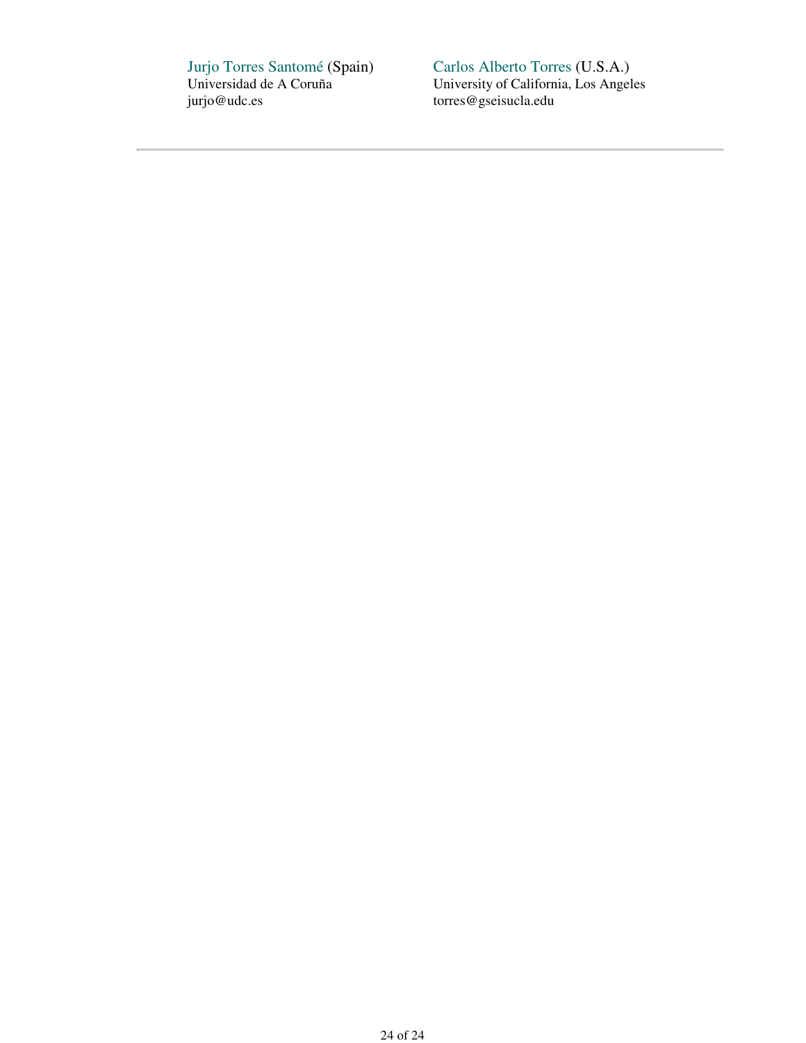Jurjo Torres Santomé (Spain)
Universidad de A Coruña
jurjo@udc.es

Carlos Alberto Torres (U.S.A.)
University of California, Los Angeles
torres@gseisucla.edu

---